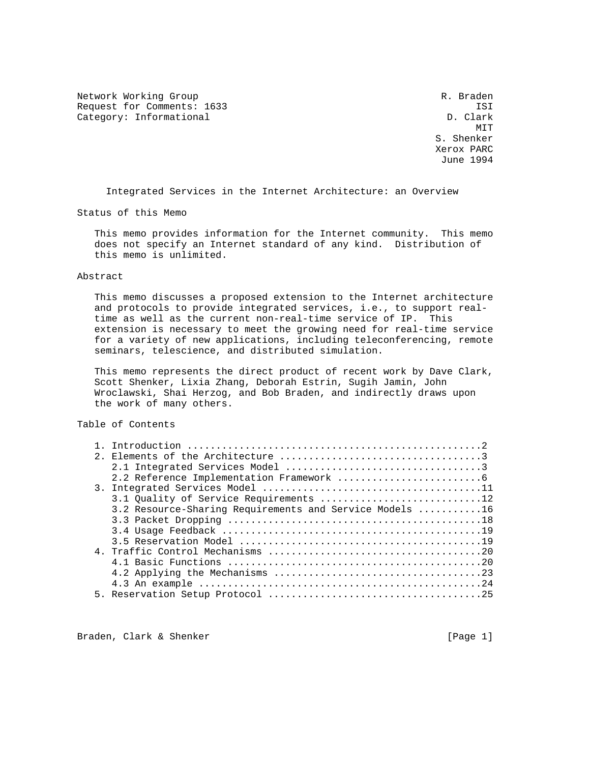Network Working Group R. Braden
Request for Comments: 1633 ISI
Category: Informational D. Clark
MIT
S. Shenker
Xerox PARC
June 1994

# Integrated Services in the Internet Architecture: an Overview

## Status of this Memo

This memo provides information for the Internet community. This memo does not specify an Internet standard of any kind. Distribution of this memo is unlimited.

## Abstract

This memo discusses a proposed extension to the Internet architecture and protocols to provide integrated services, i.e., to support real-time as well as the current non-real-time service of IP. This extension is necessary to meet the growing need for real-time service for a variety of new applications, including teleconferencing, remote seminars, telescience, and distributed simulation.

This memo represents the direct product of recent work by Dave Clark, Scott Shenker, Lixia Zhang, Deborah Estrin, Sugih Jamin, John Wroclawski, Shai Herzog, and Bob Braden, and indirectly draws upon the work of many others.

## Table of Contents

```
1. Introduction ...................................................2
2. Elements of the Architecture ...................................3
   2.1 Integrated Services Model ..................................3
   2.2 Reference Implementation Framework .........................6
3. Integrated Services Model .....................................11
   3.1 Quality of Service Requirements ...........................12
   3.2 Resource-Sharing Requirements and Service Models ..........16
   3.3 Packet Dropping ...........................................18
   3.4 Usage Feedback ............................................19
   3.5 Reservation Model .........................................19
4. Traffic Control Mechanisms ....................................20
   4.1 Basic Functions ...........................................20
   4.2 Applying the Mechanisms ...................................23
   4.3 An example ................................................24
5. Reservation Setup Protocol ....................................25
```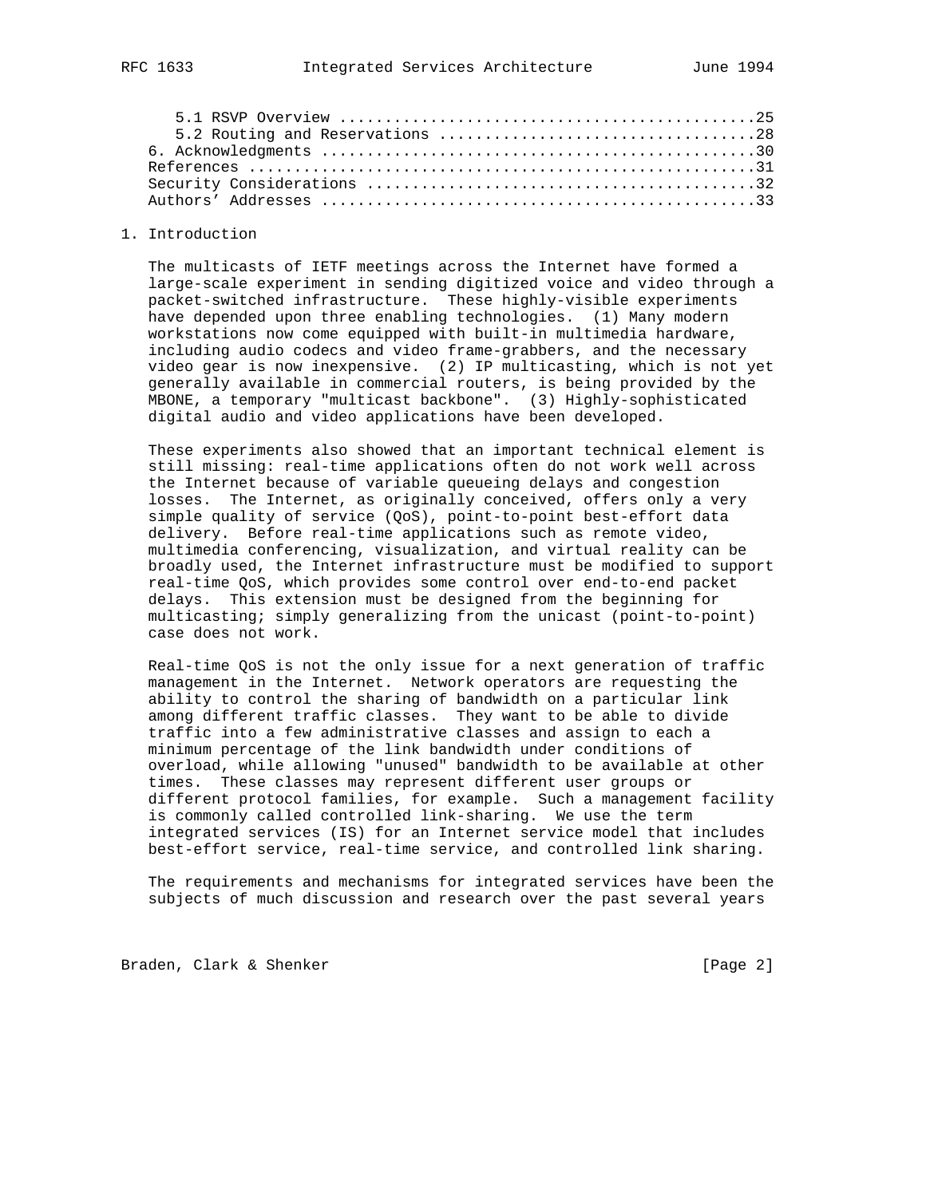5.1 RSVP Overview .............................................25
5.2 Routing and Reservations ..................................28
6. Acknowledgments ...............................................30
References .......................................................31
Security Considerations ..........................................32
Authors' Addresses ...............................................33

# 1. Introduction

The multicasts of IETF meetings across the Internet have formed a large-scale experiment in sending digitized voice and video through a packet-switched infrastructure. These highly-visible experiments have depended upon three enabling technologies. (1) Many modern workstations now come equipped with built-in multimedia hardware, including audio codecs and video frame-grabbers, and the necessary video gear is now inexpensive. (2) IP multicasting, which is not yet generally available in commercial routers, is being provided by the MBONE, a temporary "multicast backbone". (3) Highly-sophisticated digital audio and video applications have been developed.

These experiments also showed that an important technical element is still missing: real-time applications often do not work well across the Internet because of variable queueing delays and congestion losses. The Internet, as originally conceived, offers only a very simple quality of service (QoS), point-to-point best-effort data delivery. Before real-time applications such as remote video, multimedia conferencing, visualization, and virtual reality can be broadly used, the Internet infrastructure must be modified to support real-time QoS, which provides some control over end-to-end packet delays. This extension must be designed from the beginning for multicasting; simply generalizing from the unicast (point-to-point) case does not work.

Real-time QoS is not the only issue for a next generation of traffic management in the Internet. Network operators are requesting the ability to control the sharing of bandwidth on a particular link among different traffic classes. They want to be able to divide traffic into a few administrative classes and assign to each a minimum percentage of the link bandwidth under conditions of overload, while allowing "unused" bandwidth to be available at other times. These classes may represent different user groups or different protocol families, for example. Such a management facility is commonly called controlled link-sharing. We use the term integrated services (IS) for an Internet service model that includes best-effort service, real-time service, and controlled link sharing.

The requirements and mechanisms for integrated services have been the subjects of much discussion and research over the past several years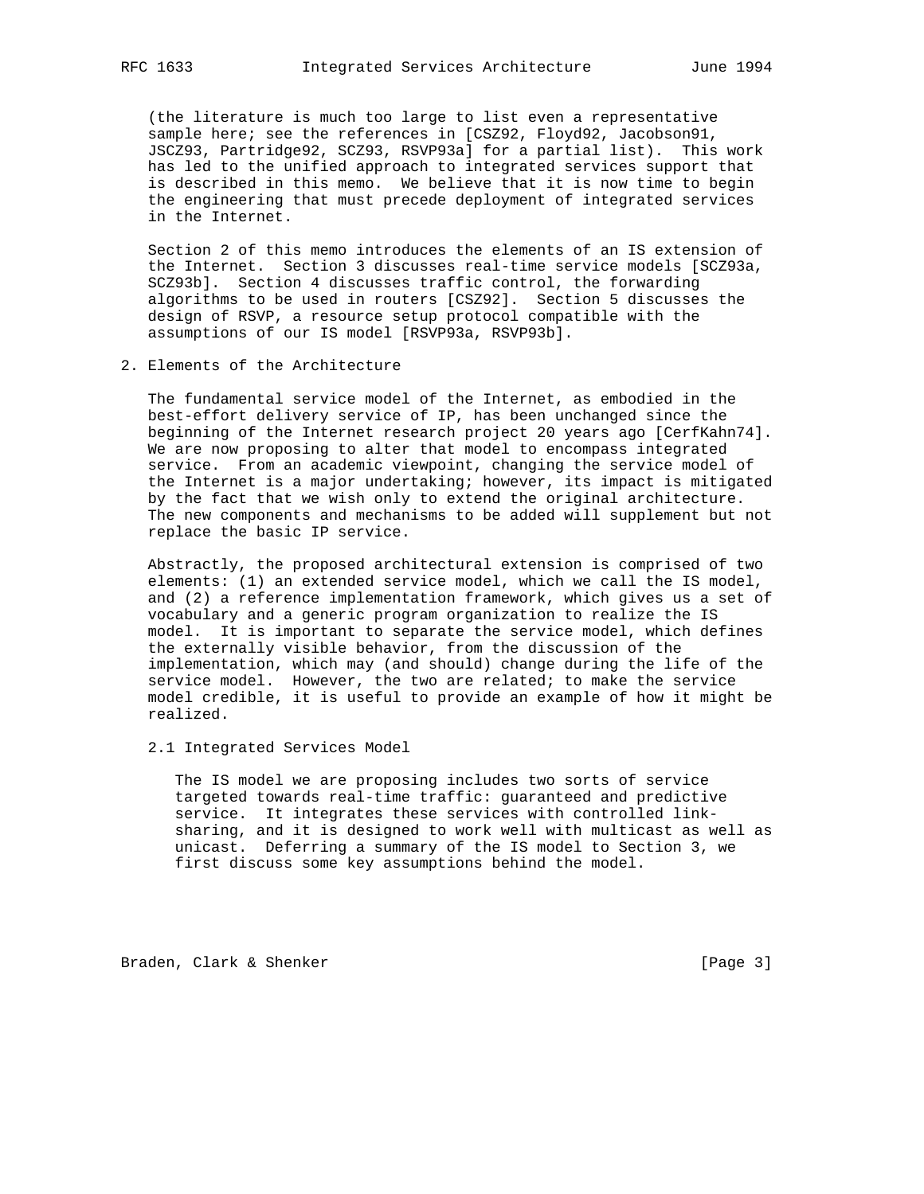(the literature is much too large to list even a representative sample here; see the references in [CSZ92, Floyd92, Jacobson91, JSCZ93, Partridge92, SCZ93, RSVP93a] for a partial list). This work has led to the unified approach to integrated services support that is described in this memo. We believe that it is now time to begin the engineering that must precede deployment of integrated services in the Internet.

Section 2 of this memo introduces the elements of an IS extension of the Internet. Section 3 discusses real-time service models [SCZ93a, SCZ93b]. Section 4 discusses traffic control, the forwarding algorithms to be used in routers [CSZ92]. Section 5 discusses the design of RSVP, a resource setup protocol compatible with the assumptions of our IS model [RSVP93a, RSVP93b].

## 2. Elements of the Architecture

The fundamental service model of the Internet, as embodied in the best-effort delivery service of IP, has been unchanged since the beginning of the Internet research project 20 years ago [CerfKahn74]. We are now proposing to alter that model to encompass integrated service. From an academic viewpoint, changing the service model of the Internet is a major undertaking; however, its impact is mitigated by the fact that we wish only to extend the original architecture. The new components and mechanisms to be added will supplement but not replace the basic IP service.

Abstractly, the proposed architectural extension is comprised of two elements: (1) an extended service model, which we call the IS model, and (2) a reference implementation framework, which gives us a set of vocabulary and a generic program organization to realize the IS model. It is important to separate the service model, which defines the externally visible behavior, from the discussion of the implementation, which may (and should) change during the life of the service model. However, the two are related; to make the service model credible, it is useful to provide an example of how it might be realized.

### 2.1 Integrated Services Model

The IS model we are proposing includes two sorts of service targeted towards real-time traffic: guaranteed and predictive service. It integrates these services with controlled link-sharing, and it is designed to work well with multicast as well as unicast. Deferring a summary of the IS model to Section 3, we first discuss some key assumptions behind the model.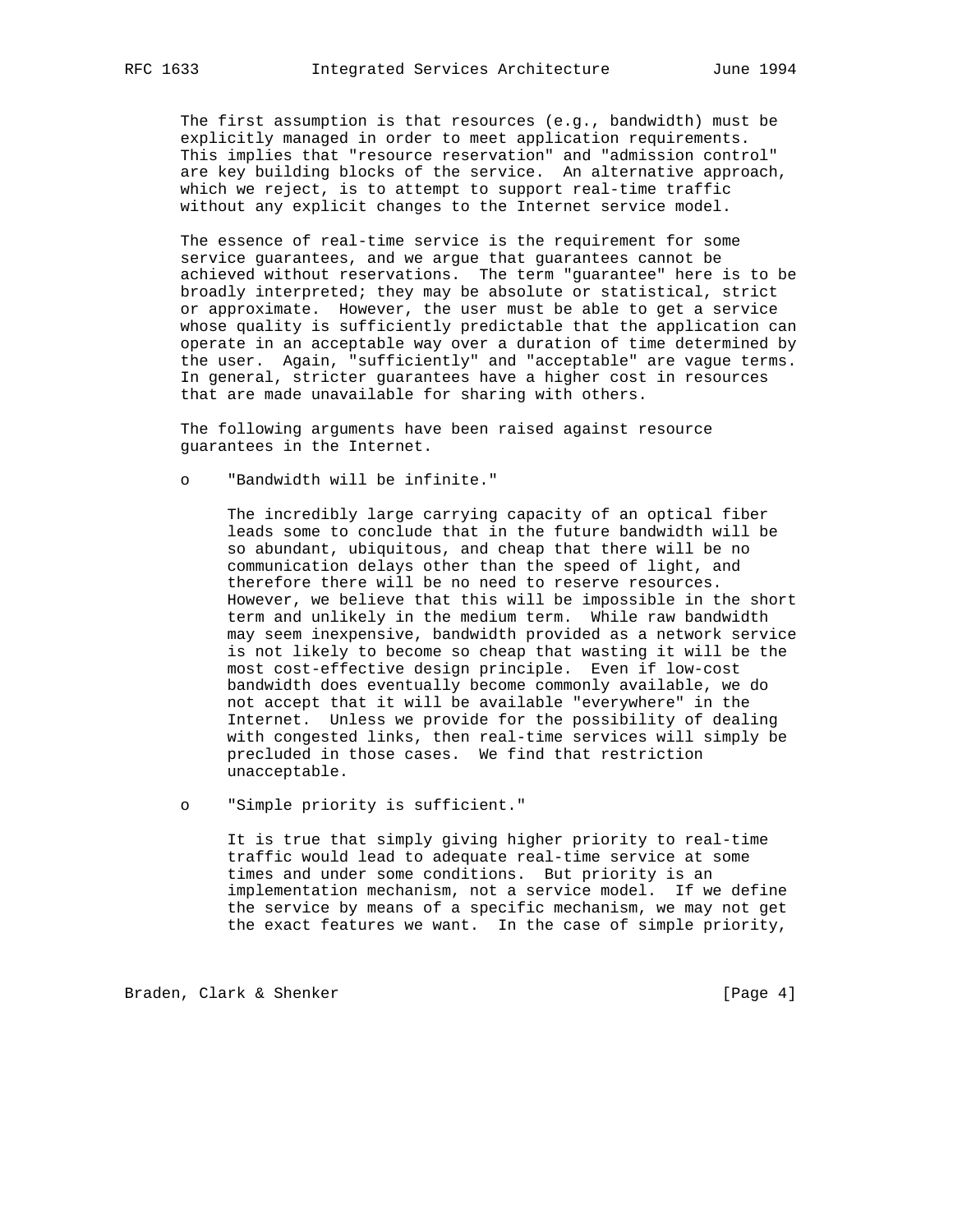The first assumption is that resources (e.g., bandwidth) must be explicitly managed in order to meet application requirements. This implies that "resource reservation" and "admission control" are key building blocks of the service. An alternative approach, which we reject, is to attempt to support real-time traffic without any explicit changes to the Internet service model.

The essence of real-time service is the requirement for some service guarantees, and we argue that guarantees cannot be achieved without reservations. The term "guarantee" here is to be broadly interpreted; they may be absolute or statistical, strict or approximate. However, the user must be able to get a service whose quality is sufficiently predictable that the application can operate in an acceptable way over a duration of time determined by the user. Again, "sufficiently" and "acceptable" are vague terms. In general, stricter guarantees have a higher cost in resources that are made unavailable for sharing with others.

The following arguments have been raised against resource guarantees in the Internet.

- "Bandwidth will be infinite."

  The incredibly large carrying capacity of an optical fiber leads some to conclude that in the future bandwidth will be so abundant, ubiquitous, and cheap that there will be no communication delays other than the speed of light, and therefore there will be no need to reserve resources. However, we believe that this will be impossible in the short term and unlikely in the medium term. While raw bandwidth may seem inexpensive, bandwidth provided as a network service is not likely to become so cheap that wasting it will be the most cost-effective design principle. Even if low-cost bandwidth does eventually become commonly available, we do not accept that it will be available "everywhere" in the Internet. Unless we provide for the possibility of dealing with congested links, then real-time services will simply be precluded in those cases. We find that restriction unacceptable.

- "Simple priority is sufficient."

  It is true that simply giving higher priority to real-time traffic would lead to adequate real-time service at some times and under some conditions. But priority is an implementation mechanism, not a service model. If we define the service by means of a specific mechanism, we may not get the exact features we want. In the case of simple priority,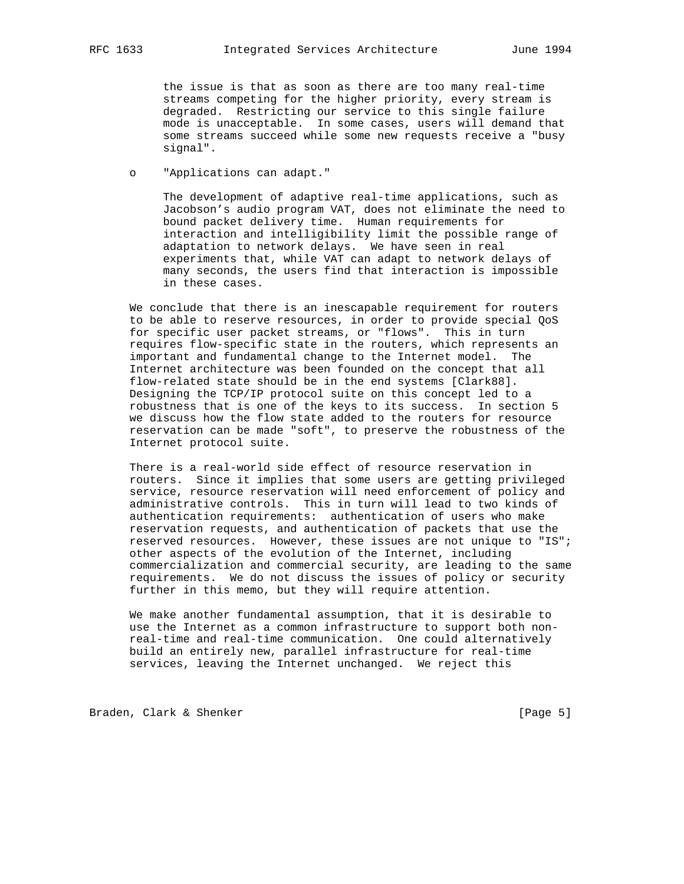the issue is that as soon as there are too many real-time streams competing for the higher priority, every stream is degraded. Restricting our service to this single failure mode is unacceptable. In some cases, users will demand that some streams succeed while some new requests receive a "busy signal".

- "Applications can adapt."

  The development of adaptive real-time applications, such as Jacobson's audio program VAT, does not eliminate the need to bound packet delivery time. Human requirements for interaction and intelligibility limit the possible range of adaptation to network delays. We have seen in real experiments that, while VAT can adapt to network delays of many seconds, the users find that interaction is impossible in these cases.

We conclude that there is an inescapable requirement for routers to be able to reserve resources, in order to provide special QoS for specific user packet streams, or "flows". This in turn requires flow-specific state in the routers, which represents an important and fundamental change to the Internet model. The Internet architecture was been founded on the concept that all flow-related state should be in the end systems [Clark88]. Designing the TCP/IP protocol suite on this concept led to a robustness that is one of the keys to its success. In section 5 we discuss how the flow state added to the routers for resource reservation can be made "soft", to preserve the robustness of the Internet protocol suite.

There is a real-world side effect of resource reservation in routers. Since it implies that some users are getting privileged service, resource reservation will need enforcement of policy and administrative controls. This in turn will lead to two kinds of authentication requirements: authentication of users who make reservation requests, and authentication of packets that use the reserved resources. However, these issues are not unique to "IS"; other aspects of the evolution of the Internet, including commercialization and commercial security, are leading to the same requirements. We do not discuss the issues of policy or security further in this memo, but they will require attention.

We make another fundamental assumption, that it is desirable to use the Internet as a common infrastructure to support both non-real-time and real-time communication. One could alternatively build an entirely new, parallel infrastructure for real-time services, leaving the Internet unchanged. We reject this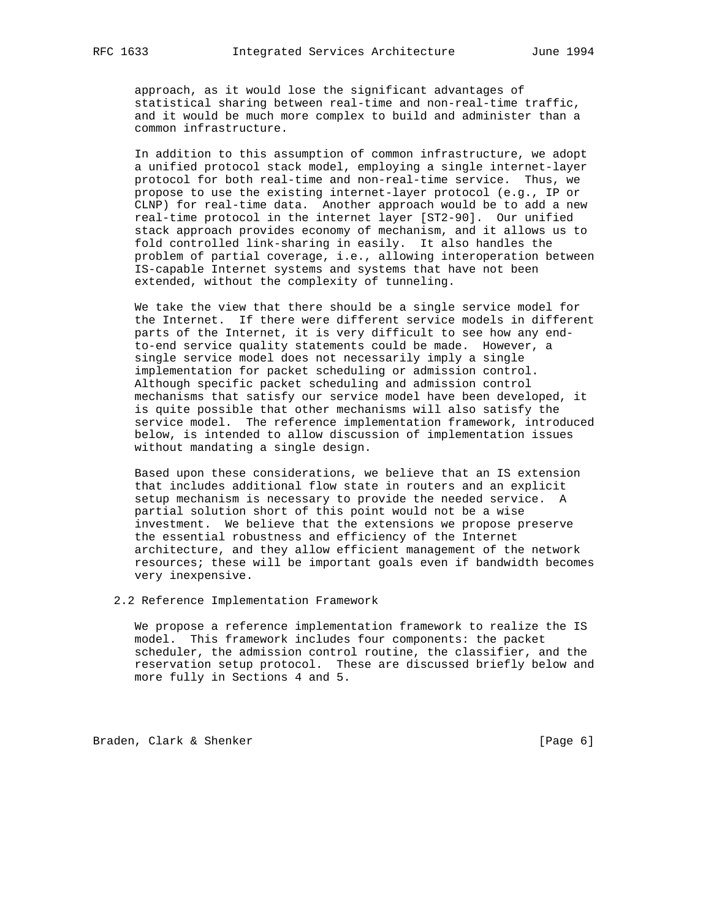approach, as it would lose the significant advantages of statistical sharing between real-time and non-real-time traffic, and it would be much more complex to build and administer than a common infrastructure.

In addition to this assumption of common infrastructure, we adopt a unified protocol stack model, employing a single internet-layer protocol for both real-time and non-real-time service. Thus, we propose to use the existing internet-layer protocol (e.g., IP or CLNP) for real-time data. Another approach would be to add a new real-time protocol in the internet layer [ST2-90]. Our unified stack approach provides economy of mechanism, and it allows us to fold controlled link-sharing in easily. It also handles the problem of partial coverage, i.e., allowing interoperation between IS-capable Internet systems and systems that have not been extended, without the complexity of tunneling.

We take the view that there should be a single service model for the Internet. If there were different service models in different parts of the Internet, it is very difficult to see how any end-to-end service quality statements could be made. However, a single service model does not necessarily imply a single implementation for packet scheduling or admission control. Although specific packet scheduling and admission control mechanisms that satisfy our service model have been developed, it is quite possible that other mechanisms will also satisfy the service model. The reference implementation framework, introduced below, is intended to allow discussion of implementation issues without mandating a single design.

Based upon these considerations, we believe that an IS extension that includes additional flow state in routers and an explicit setup mechanism is necessary to provide the needed service. A partial solution short of this point would not be a wise investment. We believe that the extensions we propose preserve the essential robustness and efficiency of the Internet architecture, and they allow efficient management of the network resources; these will be important goals even if bandwidth becomes very inexpensive.

## 2.2 Reference Implementation Framework

We propose a reference implementation framework to realize the IS model. This framework includes four components: the packet scheduler, the admission control routine, the classifier, and the reservation setup protocol. These are discussed briefly below and more fully in Sections 4 and 5.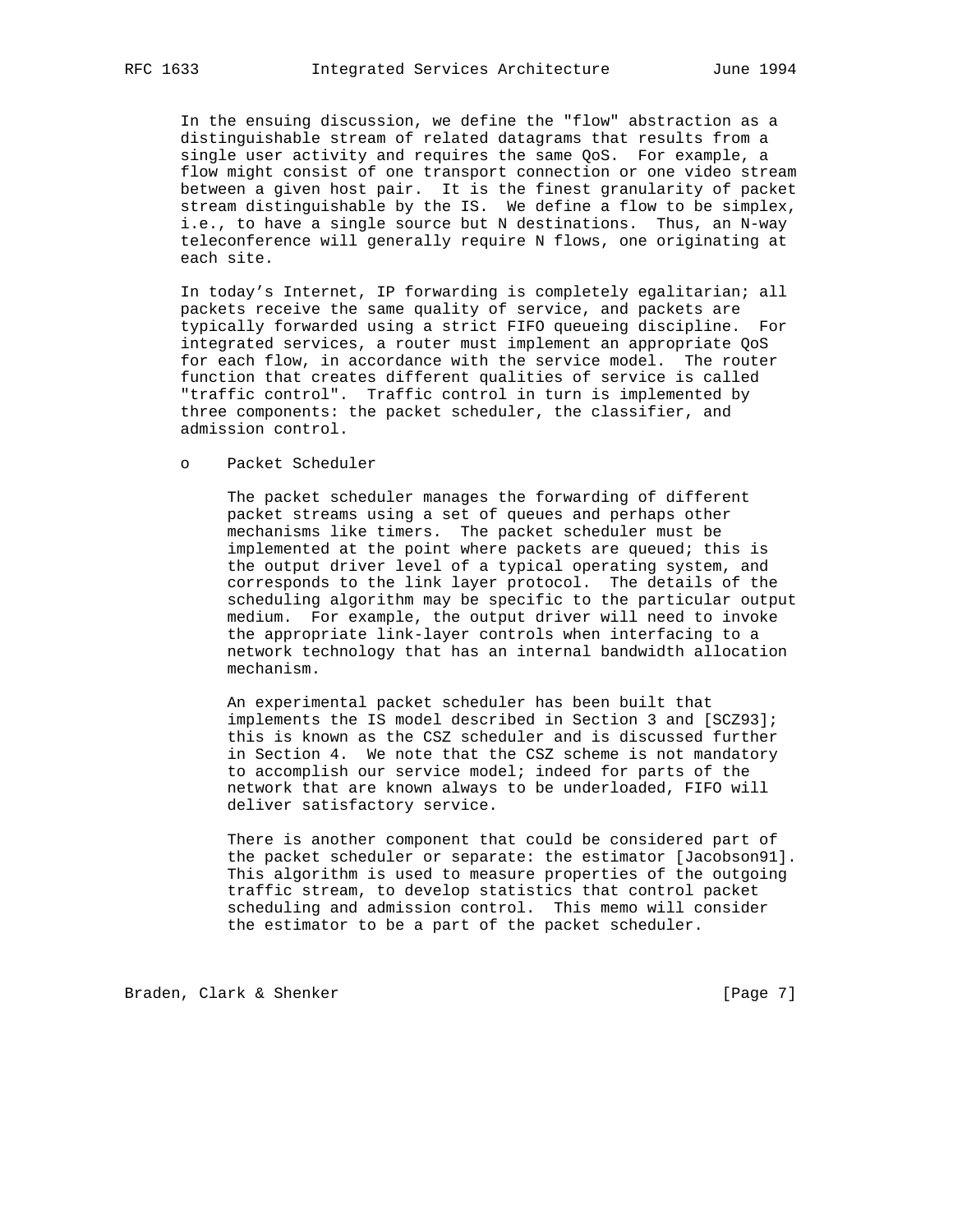In the ensuing discussion, we define the "flow" abstraction as a distinguishable stream of related datagrams that results from a single user activity and requires the same QoS. For example, a flow might consist of one transport connection or one video stream between a given host pair. It is the finest granularity of packet stream distinguishable by the IS. We define a flow to be simplex, i.e., to have a single source but N destinations. Thus, an N-way teleconference will generally require N flows, one originating at each site.

In today's Internet, IP forwarding is completely egalitarian; all packets receive the same quality of service, and packets are typically forwarded using a strict FIFO queueing discipline. For integrated services, a router must implement an appropriate QoS for each flow, in accordance with the service model. The router function that creates different qualities of service is called "traffic control". Traffic control in turn is implemented by three components: the packet scheduler, the classifier, and admission control.

- Packet Scheduler

  The packet scheduler manages the forwarding of different packet streams using a set of queues and perhaps other mechanisms like timers. The packet scheduler must be implemented at the point where packets are queued; this is the output driver level of a typical operating system, and corresponds to the link layer protocol. The details of the scheduling algorithm may be specific to the particular output medium. For example, the output driver will need to invoke the appropriate link-layer controls when interfacing to a network technology that has an internal bandwidth allocation mechanism.

  An experimental packet scheduler has been built that implements the IS model described in Section 3 and [SCZ93]; this is known as the CSZ scheduler and is discussed further in Section 4. We note that the CSZ scheme is not mandatory to accomplish our service model; indeed for parts of the network that are known always to be underloaded, FIFO will deliver satisfactory service.

  There is another component that could be considered part of the packet scheduler or separate: the estimator [Jacobson91]. This algorithm is used to measure properties of the outgoing traffic stream, to develop statistics that control packet scheduling and admission control. This memo will consider the estimator to be a part of the packet scheduler.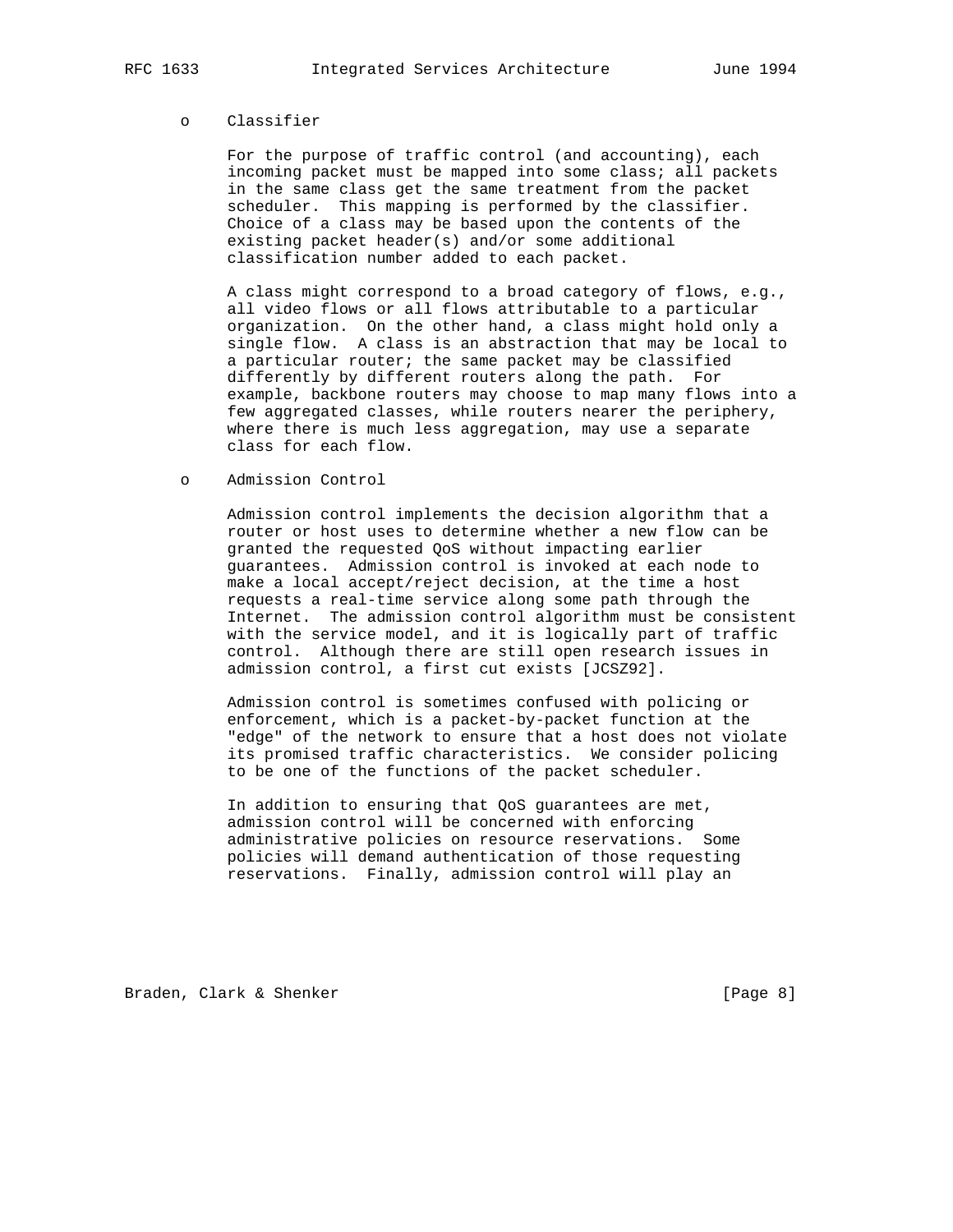- Classifier

  For the purpose of traffic control (and accounting), each incoming packet must be mapped into some class; all packets in the same class get the same treatment from the packet scheduler. This mapping is performed by the classifier. Choice of a class may be based upon the contents of the existing packet header(s) and/or some additional classification number added to each packet.

  A class might correspond to a broad category of flows, e.g., all video flows or all flows attributable to a particular organization. On the other hand, a class might hold only a single flow. A class is an abstraction that may be local to a particular router; the same packet may be classified differently by different routers along the path. For example, backbone routers may choose to map many flows into a few aggregated classes, while routers nearer the periphery, where there is much less aggregation, may use a separate class for each flow.

- Admission Control

  Admission control implements the decision algorithm that a router or host uses to determine whether a new flow can be granted the requested QoS without impacting earlier guarantees. Admission control is invoked at each node to make a local accept/reject decision, at the time a host requests a real-time service along some path through the Internet. The admission control algorithm must be consistent with the service model, and it is logically part of traffic control. Although there are still open research issues in admission control, a first cut exists [JCSZ92].

  Admission control is sometimes confused with policing or enforcement, which is a packet-by-packet function at the "edge" of the network to ensure that a host does not violate its promised traffic characteristics. We consider policing to be one of the functions of the packet scheduler.

  In addition to ensuring that QoS guarantees are met, admission control will be concerned with enforcing administrative policies on resource reservations. Some policies will demand authentication of those requesting reservations. Finally, admission control will play an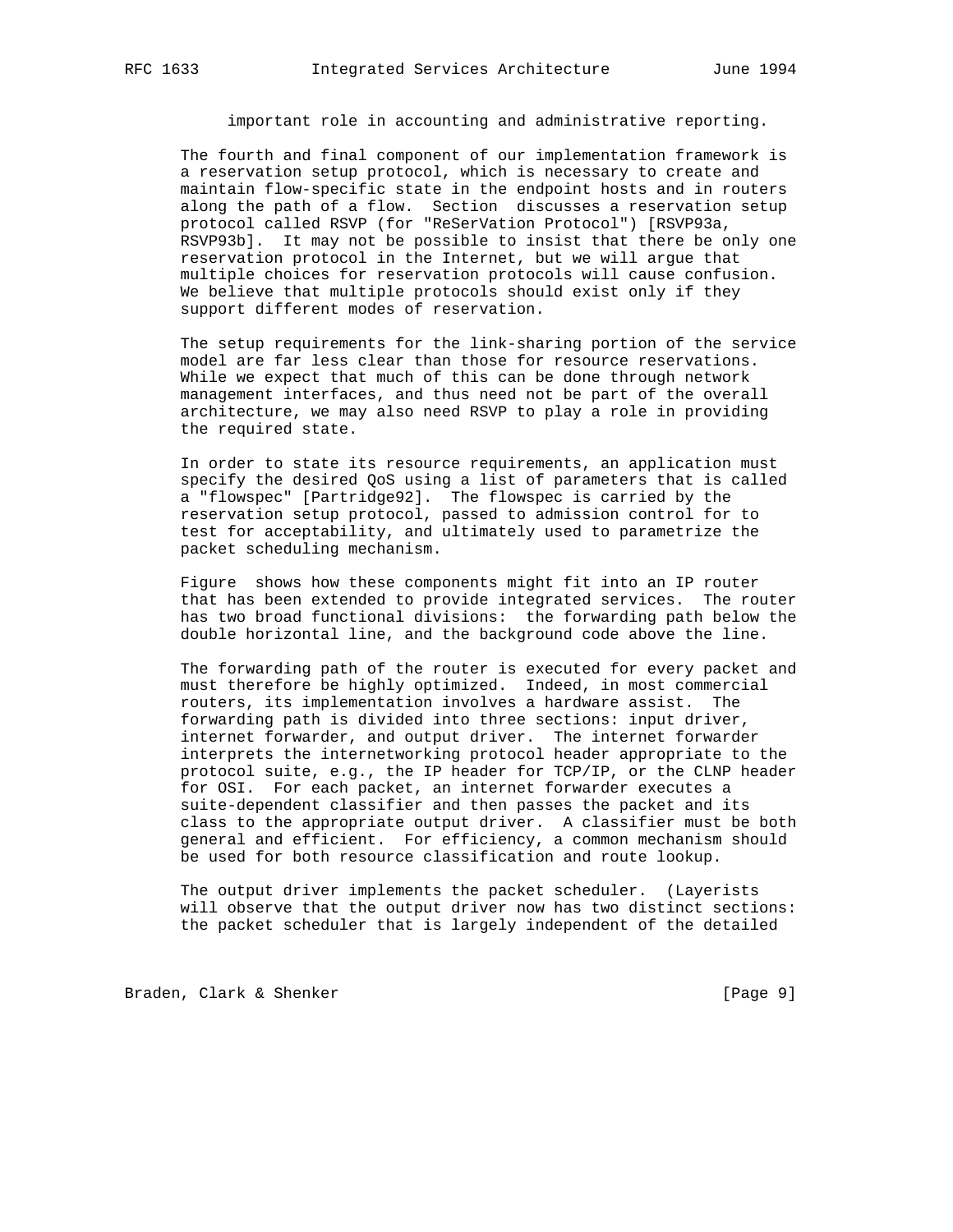important role in accounting and administrative reporting.

The fourth and final component of our implementation framework is a reservation setup protocol, which is necessary to create and maintain flow-specific state in the endpoint hosts and in routers along the path of a flow. Section  discusses a reservation setup protocol called RSVP (for "ReSerVation Protocol") [RSVP93a, RSVP93b]. It may not be possible to insist that there be only one reservation protocol in the Internet, but we will argue that multiple choices for reservation protocols will cause confusion. We believe that multiple protocols should exist only if they support different modes of reservation.

The setup requirements for the link-sharing portion of the service model are far less clear than those for resource reservations. While we expect that much of this can be done through network management interfaces, and thus need not be part of the overall architecture, we may also need RSVP to play a role in providing the required state.

In order to state its resource requirements, an application must specify the desired QoS using a list of parameters that is called a "flowspec" [Partridge92]. The flowspec is carried by the reservation setup protocol, passed to admission control for to test for acceptability, and ultimately used to parametrize the packet scheduling mechanism.

Figure  shows how these components might fit into an IP router that has been extended to provide integrated services. The router has two broad functional divisions: the forwarding path below the double horizontal line, and the background code above the line.

The forwarding path of the router is executed for every packet and must therefore be highly optimized. Indeed, in most commercial routers, its implementation involves a hardware assist. The forwarding path is divided into three sections: input driver, internet forwarder, and output driver. The internet forwarder interprets the internetworking protocol header appropriate to the protocol suite, e.g., the IP header for TCP/IP, or the CLNP header for OSI. For each packet, an internet forwarder executes a suite-dependent classifier and then passes the packet and its class to the appropriate output driver. A classifier must be both general and efficient. For efficiency, a common mechanism should be used for both resource classification and route lookup.

The output driver implements the packet scheduler. (Layerists will observe that the output driver now has two distinct sections: the packet scheduler that is largely independent of the detailed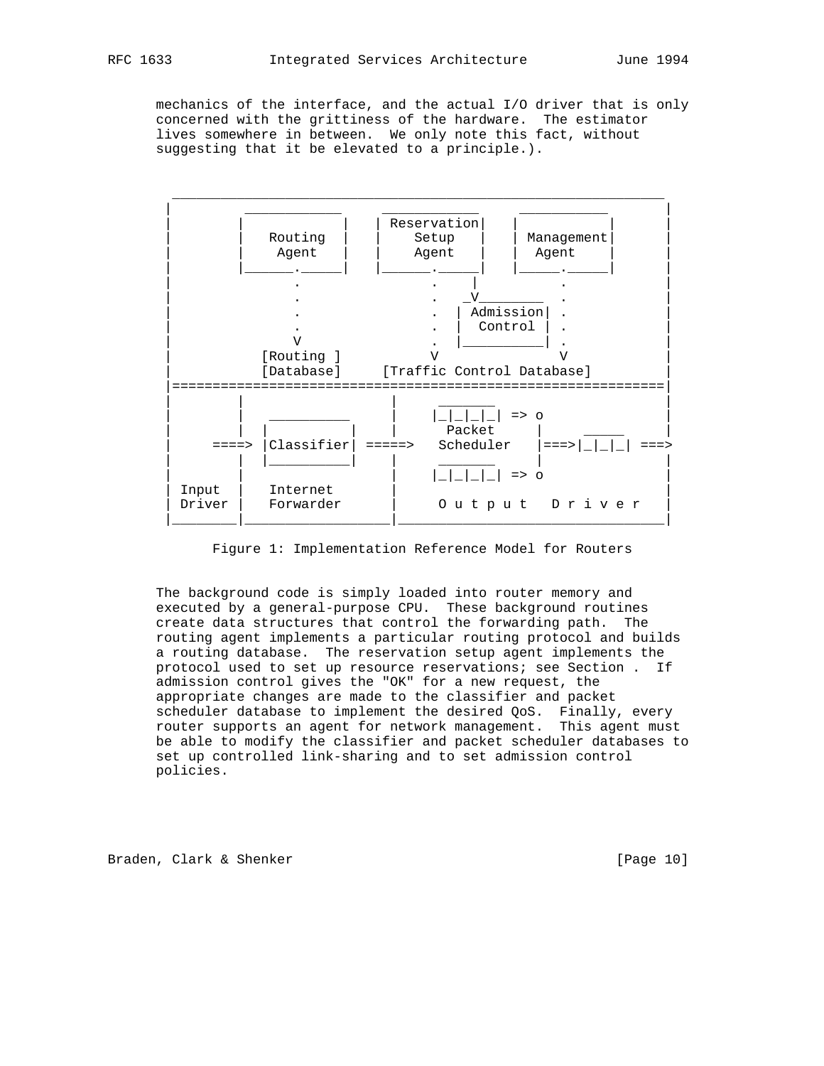mechanics of the interface, and the actual I/O driver that is only concerned with the grittiness of the hardware. The estimator lives somewhere in between. We only note this fact, without suggesting that it be elevated to a principle.).

```
 ____________________________________________________________
|         ____________    ____________    ___________         |
|        |            |  | Reservation|  |           |        |
|        |   Routing  |  |    Setup   |  | Management|        |
|        |    Agent   |  |    Agent   |  |  Agent    |        |
|        |______._____|  |______._____|  |_____._____|        |
|               .               .    |          .             |
|               .               .   _V________  .             |
|               .               .  | Admission| .             |
|               .               .  |  Control | .             |
|               V               .  |__________| .             |
|          [Routing ]           V                V             |
|          [Database]     [Traffic Control Database]           |
|=============================================================|
|        |                 |       _______                    |
|        |   __________    |      |_|_|_|_| => o               |
|        |  |          |   |        Packet     |     _____     |
|    ====> |Classifier| =====>   Scheduler   |===>|_|_|_| ===>
|        |  |__________|   |       _______     |               |
|        |                 |      |_|_|_|_| => o               |
| Input  |   Internet      |                                  |
| Driver |   Forwarder     |     O u t p u t   D r i v e r    |
|________|_________________|__________________________________|
```

Figure 1: Implementation Reference Model for Routers

The background code is simply loaded into router memory and executed by a general-purpose CPU. These background routines create data structures that control the forwarding path. The routing agent implements a particular routing protocol and builds a routing database. The reservation setup agent implements the protocol used to set up resource reservations; see Section . If admission control gives the "OK" for a new request, the appropriate changes are made to the classifier and packet scheduler database to implement the desired QoS. Finally, every router supports an agent for network management. This agent must be able to modify the classifier and packet scheduler databases to set up controlled link-sharing and to set admission control policies.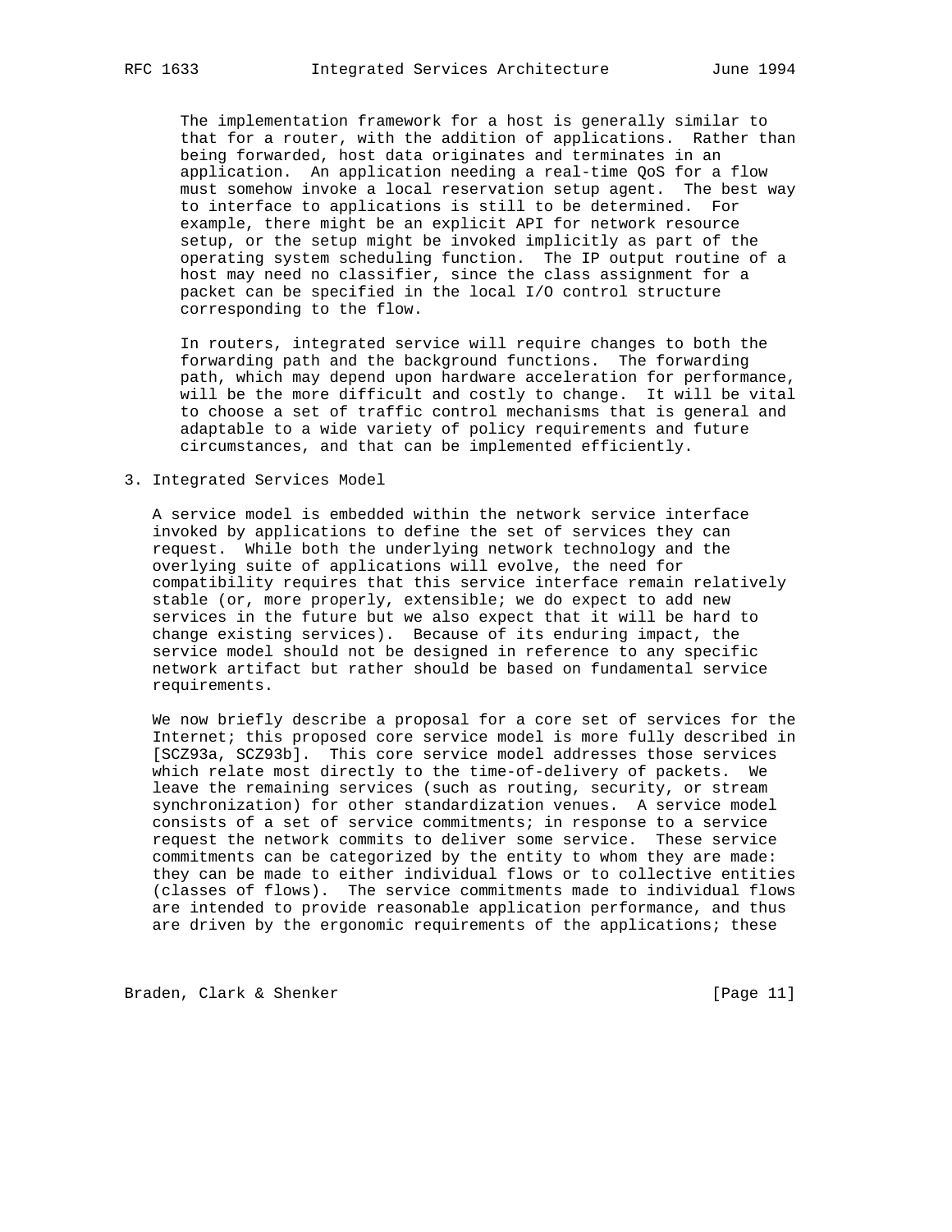The implementation framework for a host is generally similar to that for a router, with the addition of applications. Rather than being forwarded, host data originates and terminates in an application. An application needing a real-time QoS for a flow must somehow invoke a local reservation setup agent. The best way to interface to applications is still to be determined. For example, there might be an explicit API for network resource setup, or the setup might be invoked implicitly as part of the operating system scheduling function. The IP output routine of a host may need no classifier, since the class assignment for a packet can be specified in the local I/O control structure corresponding to the flow.

In routers, integrated service will require changes to both the forwarding path and the background functions. The forwarding path, which may depend upon hardware acceleration for performance, will be the more difficult and costly to change. It will be vital to choose a set of traffic control mechanisms that is general and adaptable to a wide variety of policy requirements and future circumstances, and that can be implemented efficiently.

## 3. Integrated Services Model

A service model is embedded within the network service interface invoked by applications to define the set of services they can request. While both the underlying network technology and the overlying suite of applications will evolve, the need for compatibility requires that this service interface remain relatively stable (or, more properly, extensible; we do expect to add new services in the future but we also expect that it will be hard to change existing services). Because of its enduring impact, the service model should not be designed in reference to any specific network artifact but rather should be based on fundamental service requirements.

We now briefly describe a proposal for a core set of services for the Internet; this proposed core service model is more fully described in [SCZ93a, SCZ93b]. This core service model addresses those services which relate most directly to the time-of-delivery of packets. We leave the remaining services (such as routing, security, or stream synchronization) for other standardization venues. A service model consists of a set of service commitments; in response to a service request the network commits to deliver some service. These service commitments can be categorized by the entity to whom they are made: they can be made to either individual flows or to collective entities (classes of flows). The service commitments made to individual flows are intended to provide reasonable application performance, and thus are driven by the ergonomic requirements of the applications; these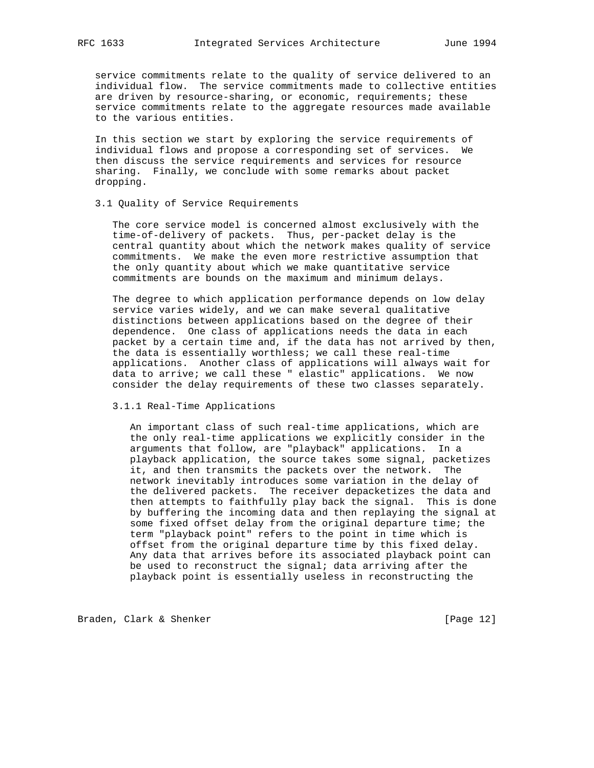service commitments relate to the quality of service delivered to an individual flow. The service commitments made to collective entities are driven by resource-sharing, or economic, requirements; these service commitments relate to the aggregate resources made available to the various entities.

In this section we start by exploring the service requirements of individual flows and propose a corresponding set of services. We then discuss the service requirements and services for resource sharing. Finally, we conclude with some remarks about packet dropping.

### 3.1 Quality of Service Requirements

The core service model is concerned almost exclusively with the time-of-delivery of packets. Thus, per-packet delay is the central quantity about which the network makes quality of service commitments. We make the even more restrictive assumption that the only quantity about which we make quantitative service commitments are bounds on the maximum and minimum delays.

The degree to which application performance depends on low delay service varies widely, and we can make several qualitative distinctions between applications based on the degree of their dependence. One class of applications needs the data in each packet by a certain time and, if the data has not arrived by then, the data is essentially worthless; we call these real-time applications. Another class of applications will always wait for data to arrive; we call these " elastic" applications. We now consider the delay requirements of these two classes separately.

#### 3.1.1 Real-Time Applications

An important class of such real-time applications, which are the only real-time applications we explicitly consider in the arguments that follow, are "playback" applications. In a playback application, the source takes some signal, packetizes it, and then transmits the packets over the network. The network inevitably introduces some variation in the delay of the delivered packets. The receiver depacketizes the data and then attempts to faithfully play back the signal. This is done by buffering the incoming data and then replaying the signal at some fixed offset delay from the original departure time; the term "playback point" refers to the point in time which is offset from the original departure time by this fixed delay. Any data that arrives before its associated playback point can be used to reconstruct the signal; data arriving after the playback point is essentially useless in reconstructing the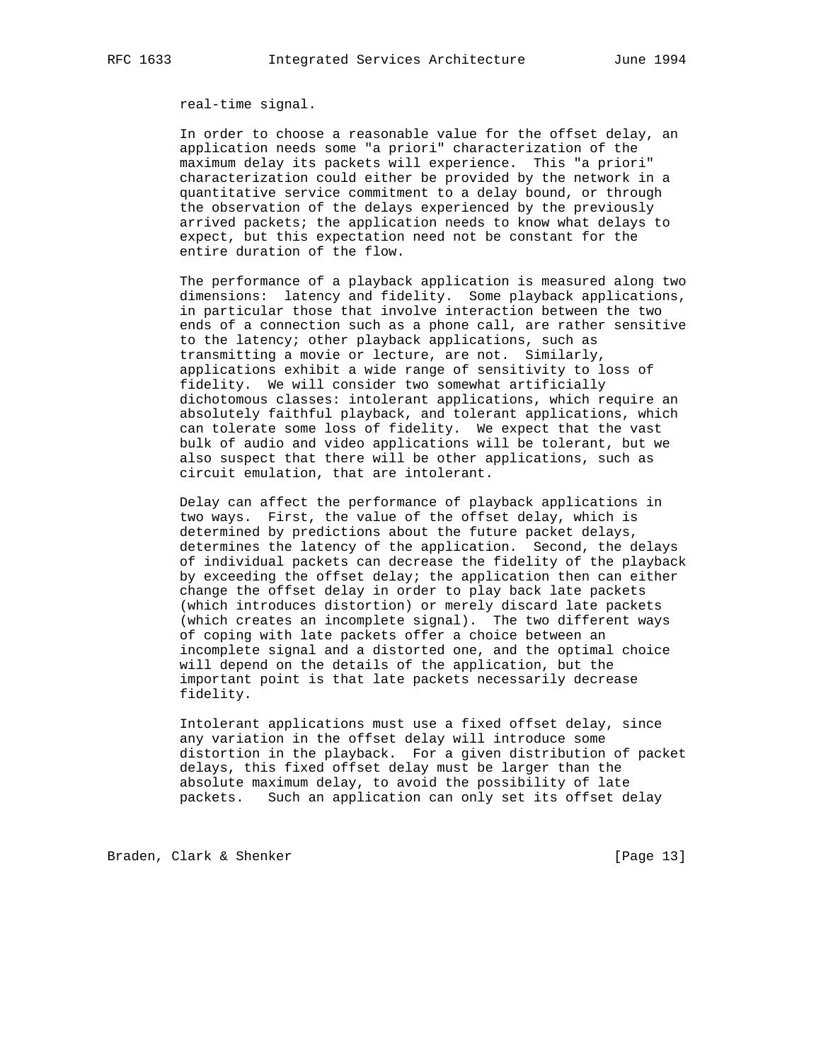real-time signal.

In order to choose a reasonable value for the offset delay, an application needs some "a priori" characterization of the maximum delay its packets will experience. This "a priori" characterization could either be provided by the network in a quantitative service commitment to a delay bound, or through the observation of the delays experienced by the previously arrived packets; the application needs to know what delays to expect, but this expectation need not be constant for the entire duration of the flow.

The performance of a playback application is measured along two dimensions: latency and fidelity. Some playback applications, in particular those that involve interaction between the two ends of a connection such as a phone call, are rather sensitive to the latency; other playback applications, such as transmitting a movie or lecture, are not. Similarly, applications exhibit a wide range of sensitivity to loss of fidelity. We will consider two somewhat artificially dichotomous classes: intolerant applications, which require an absolutely faithful playback, and tolerant applications, which can tolerate some loss of fidelity. We expect that the vast bulk of audio and video applications will be tolerant, but we also suspect that there will be other applications, such as circuit emulation, that are intolerant.

Delay can affect the performance of playback applications in two ways. First, the value of the offset delay, which is determined by predictions about the future packet delays, determines the latency of the application. Second, the delays of individual packets can decrease the fidelity of the playback by exceeding the offset delay; the application then can either change the offset delay in order to play back late packets (which introduces distortion) or merely discard late packets (which creates an incomplete signal). The two different ways of coping with late packets offer a choice between an incomplete signal and a distorted one, and the optimal choice will depend on the details of the application, but the important point is that late packets necessarily decrease fidelity.

Intolerant applications must use a fixed offset delay, since any variation in the offset delay will introduce some distortion in the playback. For a given distribution of packet delays, this fixed offset delay must be larger than the absolute maximum delay, to avoid the possibility of late packets. Such an application can only set its offset delay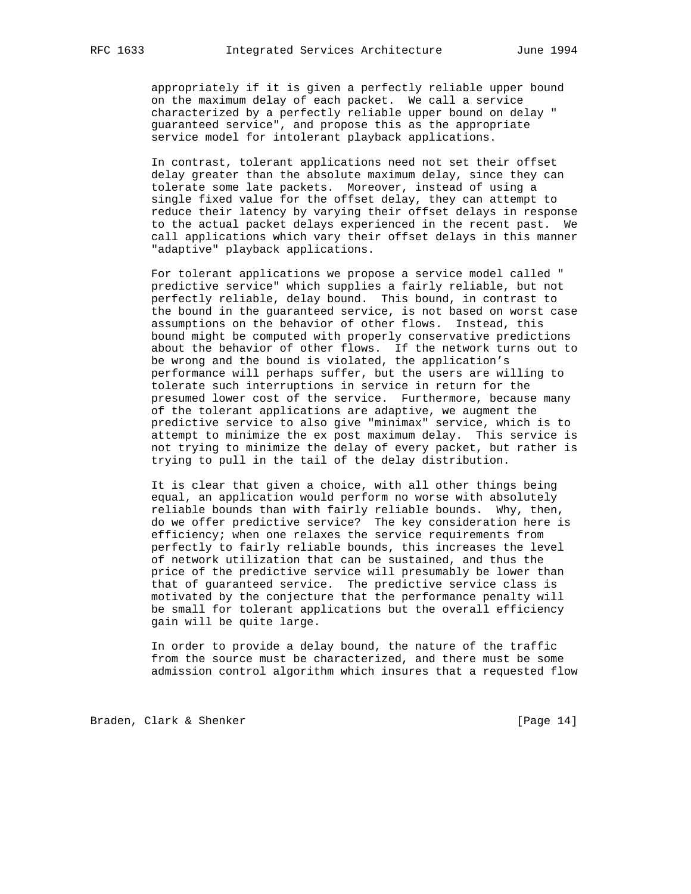appropriately if it is given a perfectly reliable upper bound on the maximum delay of each packet. We call a service characterized by a perfectly reliable upper bound on delay " guaranteed service", and propose this as the appropriate service model for intolerant playback applications.

In contrast, tolerant applications need not set their offset delay greater than the absolute maximum delay, since they can tolerate some late packets. Moreover, instead of using a single fixed value for the offset delay, they can attempt to reduce their latency by varying their offset delays in response to the actual packet delays experienced in the recent past. We call applications which vary their offset delays in this manner "adaptive" playback applications.

For tolerant applications we propose a service model called " predictive service" which supplies a fairly reliable, but not perfectly reliable, delay bound. This bound, in contrast to the bound in the guaranteed service, is not based on worst case assumptions on the behavior of other flows. Instead, this bound might be computed with properly conservative predictions about the behavior of other flows. If the network turns out to be wrong and the bound is violated, the application’s performance will perhaps suffer, but the users are willing to tolerate such interruptions in service in return for the presumed lower cost of the service. Furthermore, because many of the tolerant applications are adaptive, we augment the predictive service to also give "minimax" service, which is to attempt to minimize the ex post maximum delay. This service is not trying to minimize the delay of every packet, but rather is trying to pull in the tail of the delay distribution.

It is clear that given a choice, with all other things being equal, an application would perform no worse with absolutely reliable bounds than with fairly reliable bounds. Why, then, do we offer predictive service? The key consideration here is efficiency; when one relaxes the service requirements from perfectly to fairly reliable bounds, this increases the level of network utilization that can be sustained, and thus the price of the predictive service will presumably be lower than that of guaranteed service. The predictive service class is motivated by the conjecture that the performance penalty will be small for tolerant applications but the overall efficiency gain will be quite large.

In order to provide a delay bound, the nature of the traffic from the source must be characterized, and there must be some admission control algorithm which insures that a requested flow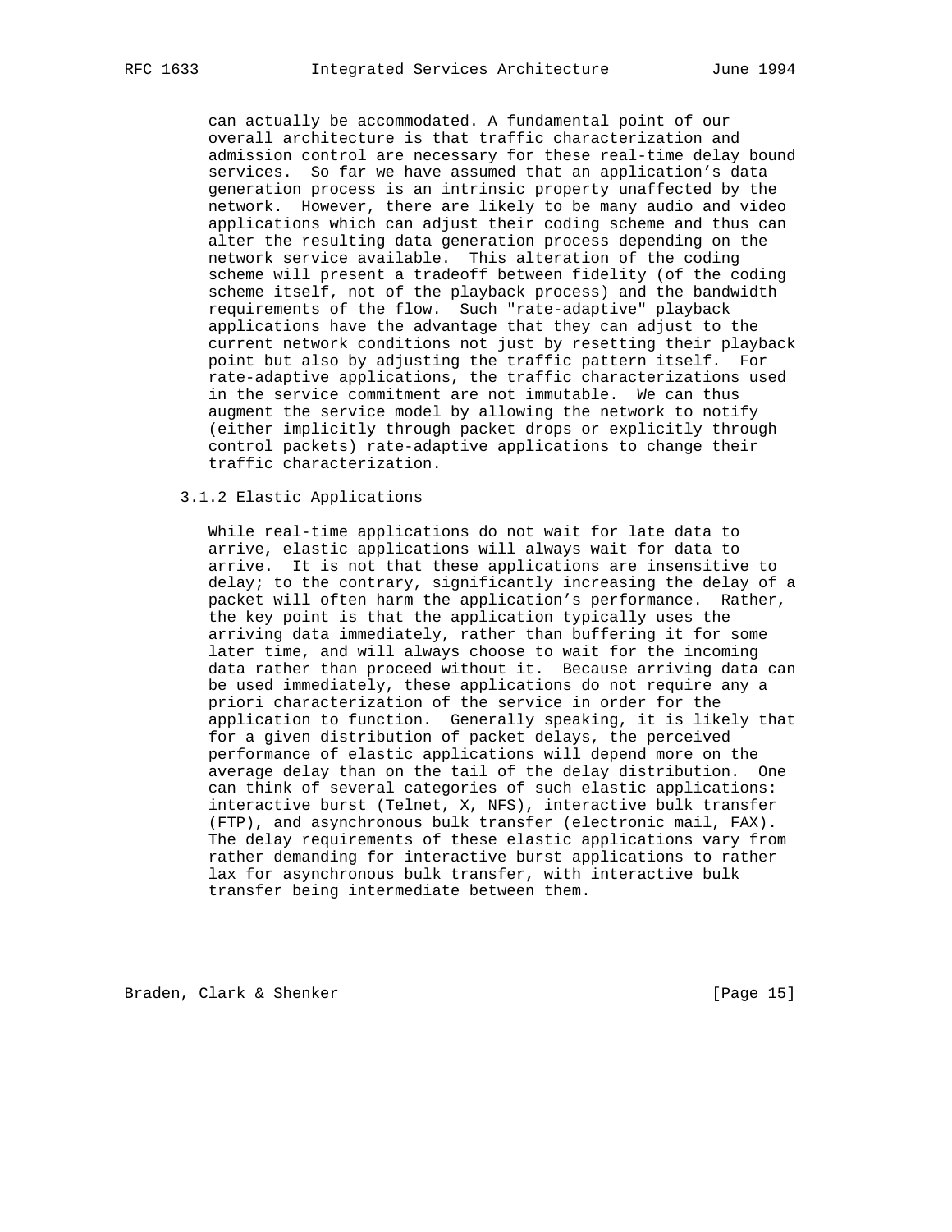can actually be accommodated. A fundamental point of our overall architecture is that traffic characterization and admission control are necessary for these real-time delay bound services. So far we have assumed that an application's data generation process is an intrinsic property unaffected by the network. However, there are likely to be many audio and video applications which can adjust their coding scheme and thus can alter the resulting data generation process depending on the network service available. This alteration of the coding scheme will present a tradeoff between fidelity (of the coding scheme itself, not of the playback process) and the bandwidth requirements of the flow. Such "rate-adaptive" playback applications have the advantage that they can adjust to the current network conditions not just by resetting their playback point but also by adjusting the traffic pattern itself. For rate-adaptive applications, the traffic characterizations used in the service commitment are not immutable. We can thus augment the service model by allowing the network to notify (either implicitly through packet drops or explicitly through control packets) rate-adaptive applications to change their traffic characterization.

### 3.1.2 Elastic Applications

While real-time applications do not wait for late data to arrive, elastic applications will always wait for data to arrive. It is not that these applications are insensitive to delay; to the contrary, significantly increasing the delay of a packet will often harm the application's performance. Rather, the key point is that the application typically uses the arriving data immediately, rather than buffering it for some later time, and will always choose to wait for the incoming data rather than proceed without it. Because arriving data can be used immediately, these applications do not require any a priori characterization of the service in order for the application to function. Generally speaking, it is likely that for a given distribution of packet delays, the perceived performance of elastic applications will depend more on the average delay than on the tail of the delay distribution. One can think of several categories of such elastic applications: interactive burst (Telnet, X, NFS), interactive bulk transfer (FTP), and asynchronous bulk transfer (electronic mail, FAX). The delay requirements of these elastic applications vary from rather demanding for interactive burst applications to rather lax for asynchronous bulk transfer, with interactive bulk transfer being intermediate between them.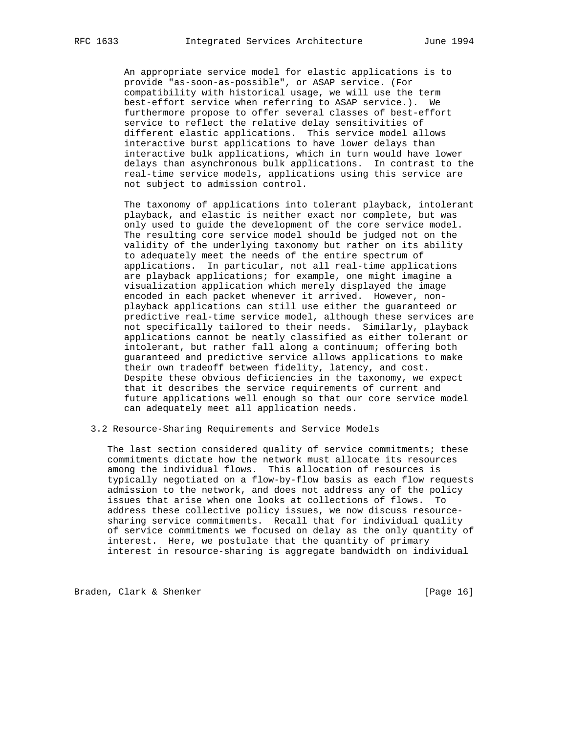An appropriate service model for elastic applications is to provide "as-soon-as-possible", or ASAP service. (For compatibility with historical usage, we will use the term best-effort service when referring to ASAP service.). We furthermore propose to offer several classes of best-effort service to reflect the relative delay sensitivities of different elastic applications. This service model allows interactive burst applications to have lower delays than interactive bulk applications, which in turn would have lower delays than asynchronous bulk applications. In contrast to the real-time service models, applications using this service are not subject to admission control.

The taxonomy of applications into tolerant playback, intolerant playback, and elastic is neither exact nor complete, but was only used to guide the development of the core service model. The resulting core service model should be judged not on the validity of the underlying taxonomy but rather on its ability to adequately meet the needs of the entire spectrum of applications. In particular, not all real-time applications are playback applications; for example, one might imagine a visualization application which merely displayed the image encoded in each packet whenever it arrived. However, non-playback applications can still use either the guaranteed or predictive real-time service model, although these services are not specifically tailored to their needs. Similarly, playback applications cannot be neatly classified as either tolerant or intolerant, but rather fall along a continuum; offering both guaranteed and predictive service allows applications to make their own tradeoff between fidelity, latency, and cost. Despite these obvious deficiencies in the taxonomy, we expect that it describes the service requirements of current and future applications well enough so that our core service model can adequately meet all application needs.

### 3.2 Resource-Sharing Requirements and Service Models

The last section considered quality of service commitments; these commitments dictate how the network must allocate its resources among the individual flows. This allocation of resources is typically negotiated on a flow-by-flow basis as each flow requests admission to the network, and does not address any of the policy issues that arise when one looks at collections of flows. To address these collective policy issues, we now discuss resource-sharing service commitments. Recall that for individual quality of service commitments we focused on delay as the only quantity of interest. Here, we postulate that the quantity of primary interest in resource-sharing is aggregate bandwidth on individual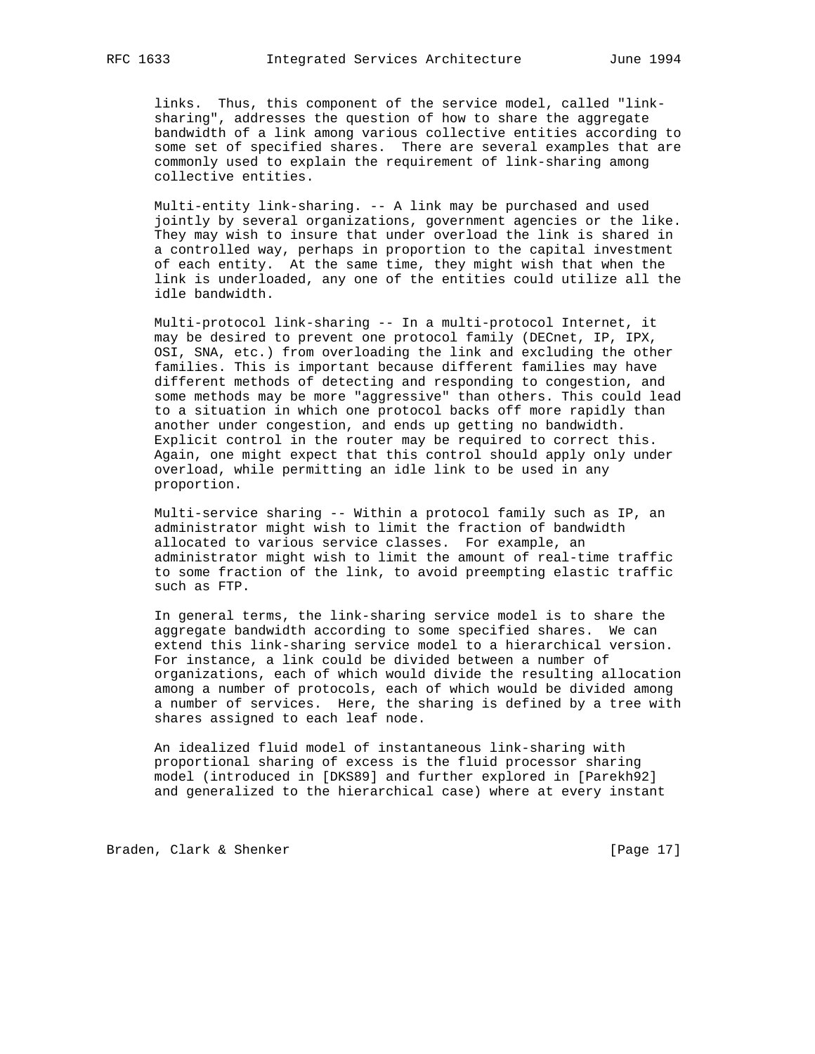links. Thus, this component of the service model, called "link-sharing", addresses the question of how to share the aggregate bandwidth of a link among various collective entities according to some set of specified shares. There are several examples that are commonly used to explain the requirement of link-sharing among collective entities.

Multi-entity link-sharing. -- A link may be purchased and used jointly by several organizations, government agencies or the like. They may wish to insure that under overload the link is shared in a controlled way, perhaps in proportion to the capital investment of each entity. At the same time, they might wish that when the link is underloaded, any one of the entities could utilize all the idle bandwidth.

Multi-protocol link-sharing -- In a multi-protocol Internet, it may be desired to prevent one protocol family (DECnet, IP, IPX, OSI, SNA, etc.) from overloading the link and excluding the other families. This is important because different families may have different methods of detecting and responding to congestion, and some methods may be more "aggressive" than others. This could lead to a situation in which one protocol backs off more rapidly than another under congestion, and ends up getting no bandwidth. Explicit control in the router may be required to correct this. Again, one might expect that this control should apply only under overload, while permitting an idle link to be used in any proportion.

Multi-service sharing -- Within a protocol family such as IP, an administrator might wish to limit the fraction of bandwidth allocated to various service classes. For example, an administrator might wish to limit the amount of real-time traffic to some fraction of the link, to avoid preempting elastic traffic such as FTP.

In general terms, the link-sharing service model is to share the aggregate bandwidth according to some specified shares. We can extend this link-sharing service model to a hierarchical version. For instance, a link could be divided between a number of organizations, each of which would divide the resulting allocation among a number of protocols, each of which would be divided among a number of services. Here, the sharing is defined by a tree with shares assigned to each leaf node.

An idealized fluid model of instantaneous link-sharing with proportional sharing of excess is the fluid processor sharing model (introduced in [DKS89] and further explored in [Parekh92] and generalized to the hierarchical case) where at every instant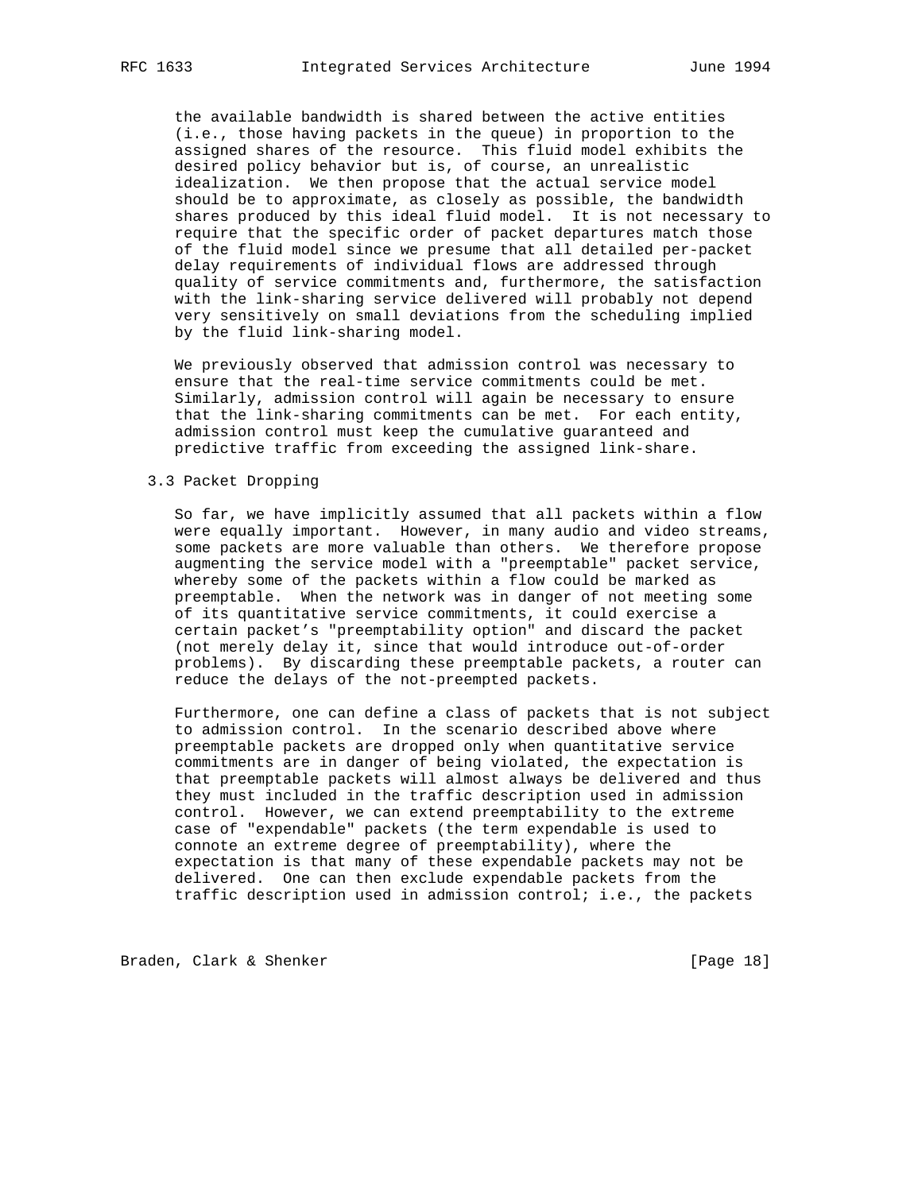the available bandwidth is shared between the active entities (i.e., those having packets in the queue) in proportion to the assigned shares of the resource. This fluid model exhibits the desired policy behavior but is, of course, an unrealistic idealization. We then propose that the actual service model should be to approximate, as closely as possible, the bandwidth shares produced by this ideal fluid model. It is not necessary to require that the specific order of packet departures match those of the fluid model since we presume that all detailed per-packet delay requirements of individual flows are addressed through quality of service commitments and, furthermore, the satisfaction with the link-sharing service delivered will probably not depend very sensitively on small deviations from the scheduling implied by the fluid link-sharing model.

We previously observed that admission control was necessary to ensure that the real-time service commitments could be met. Similarly, admission control will again be necessary to ensure that the link-sharing commitments can be met. For each entity, admission control must keep the cumulative guaranteed and predictive traffic from exceeding the assigned link-share.

### 3.3 Packet Dropping

So far, we have implicitly assumed that all packets within a flow were equally important. However, in many audio and video streams, some packets are more valuable than others. We therefore propose augmenting the service model with a "preemptable" packet service, whereby some of the packets within a flow could be marked as preemptable. When the network was in danger of not meeting some of its quantitative service commitments, it could exercise a certain packet's "preemptability option" and discard the packet (not merely delay it, since that would introduce out-of-order problems). By discarding these preemptable packets, a router can reduce the delays of the not-preempted packets.

Furthermore, one can define a class of packets that is not subject to admission control. In the scenario described above where preemptable packets are dropped only when quantitative service commitments are in danger of being violated, the expectation is that preemptable packets will almost always be delivered and thus they must included in the traffic description used in admission control. However, we can extend preemptability to the extreme case of "expendable" packets (the term expendable is used to connote an extreme degree of preemptability), where the expectation is that many of these expendable packets may not be delivered. One can then exclude expendable packets from the traffic description used in admission control; i.e., the packets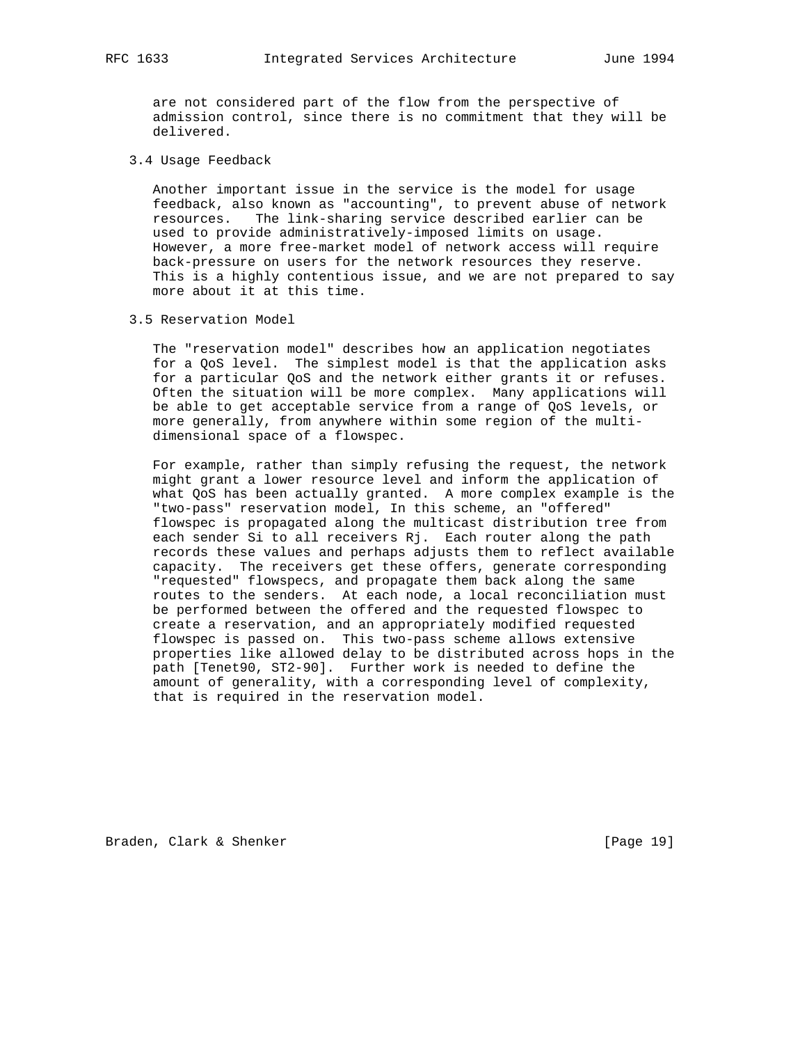are not considered part of the flow from the perspective of admission control, since there is no commitment that they will be delivered.

### 3.4 Usage Feedback

Another important issue in the service is the model for usage feedback, also known as "accounting", to prevent abuse of network resources. The link-sharing service described earlier can be used to provide administratively-imposed limits on usage. However, a more free-market model of network access will require back-pressure on users for the network resources they reserve. This is a highly contentious issue, and we are not prepared to say more about it at this time.

### 3.5 Reservation Model

The "reservation model" describes how an application negotiates for a QoS level. The simplest model is that the application asks for a particular QoS and the network either grants it or refuses. Often the situation will be more complex. Many applications will be able to get acceptable service from a range of QoS levels, or more generally, from anywhere within some region of the multi-dimensional space of a flowspec.

For example, rather than simply refusing the request, the network might grant a lower resource level and inform the application of what QoS has been actually granted. A more complex example is the "two-pass" reservation model, In this scheme, an "offered" flowspec is propagated along the multicast distribution tree from each sender Si to all receivers Rj. Each router along the path records these values and perhaps adjusts them to reflect available capacity. The receivers get these offers, generate corresponding "requested" flowspecs, and propagate them back along the same routes to the senders. At each node, a local reconciliation must be performed between the offered and the requested flowspec to create a reservation, and an appropriately modified requested flowspec is passed on. This two-pass scheme allows extensive properties like allowed delay to be distributed across hops in the path [Tenet90, ST2-90]. Further work is needed to define the amount of generality, with a corresponding level of complexity, that is required in the reservation model.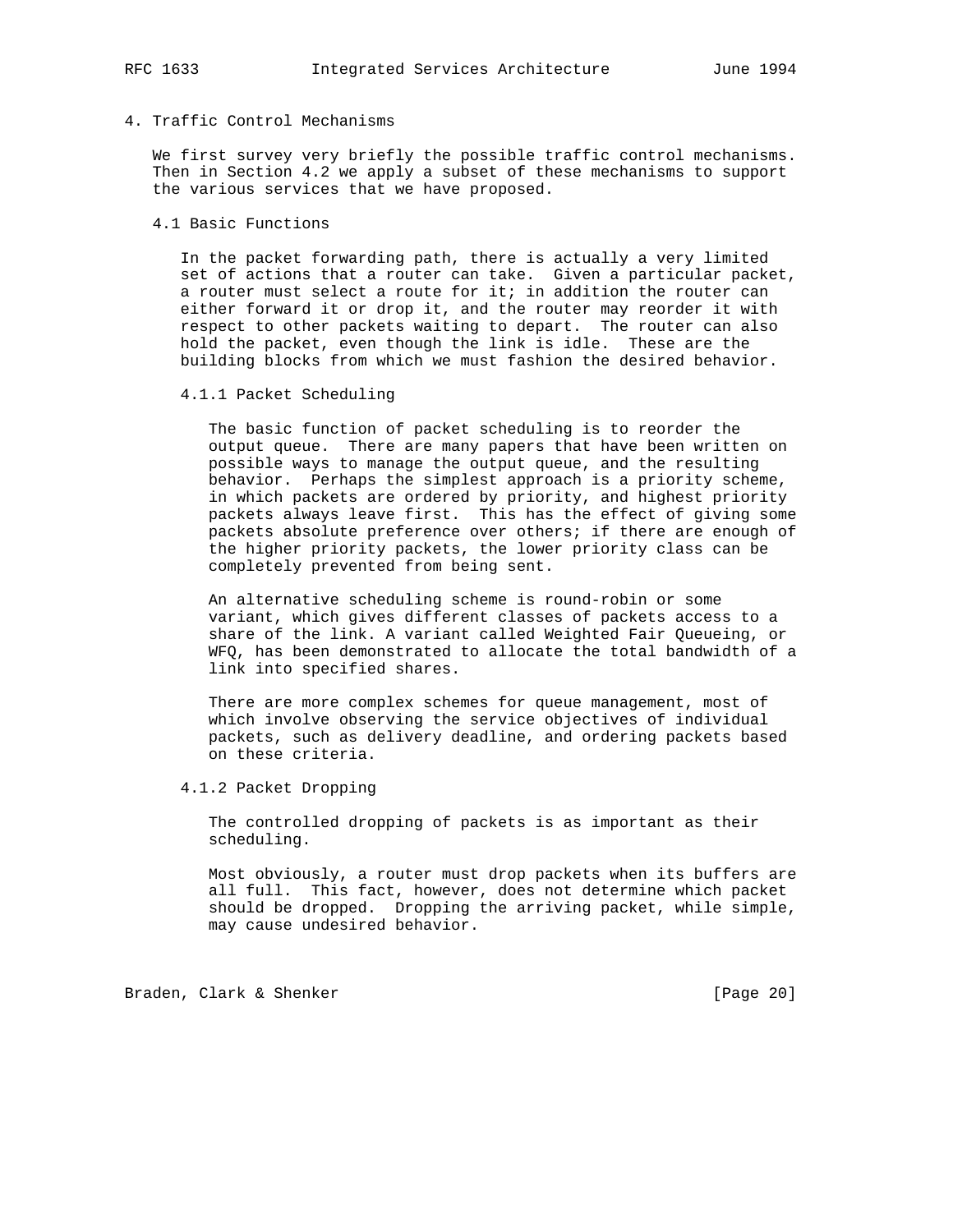# 4. Traffic Control Mechanisms

We first survey very briefly the possible traffic control mechanisms. Then in Section 4.2 we apply a subset of these mechanisms to support the various services that we have proposed.

## 4.1 Basic Functions

In the packet forwarding path, there is actually a very limited set of actions that a router can take. Given a particular packet, a router must select a route for it; in addition the router can either forward it or drop it, and the router may reorder it with respect to other packets waiting to depart. The router can also hold the packet, even though the link is idle. These are the building blocks from which we must fashion the desired behavior.

### 4.1.1 Packet Scheduling

The basic function of packet scheduling is to reorder the output queue. There are many papers that have been written on possible ways to manage the output queue, and the resulting behavior. Perhaps the simplest approach is a priority scheme, in which packets are ordered by priority, and highest priority packets always leave first. This has the effect of giving some packets absolute preference over others; if there are enough of the higher priority packets, the lower priority class can be completely prevented from being sent.

An alternative scheduling scheme is round-robin or some variant, which gives different classes of packets access to a share of the link. A variant called Weighted Fair Queueing, or WFQ, has been demonstrated to allocate the total bandwidth of a link into specified shares.

There are more complex schemes for queue management, most of which involve observing the service objectives of individual packets, such as delivery deadline, and ordering packets based on these criteria.

### 4.1.2 Packet Dropping

The controlled dropping of packets is as important as their scheduling.

Most obviously, a router must drop packets when its buffers are all full. This fact, however, does not determine which packet should be dropped. Dropping the arriving packet, while simple, may cause undesired behavior.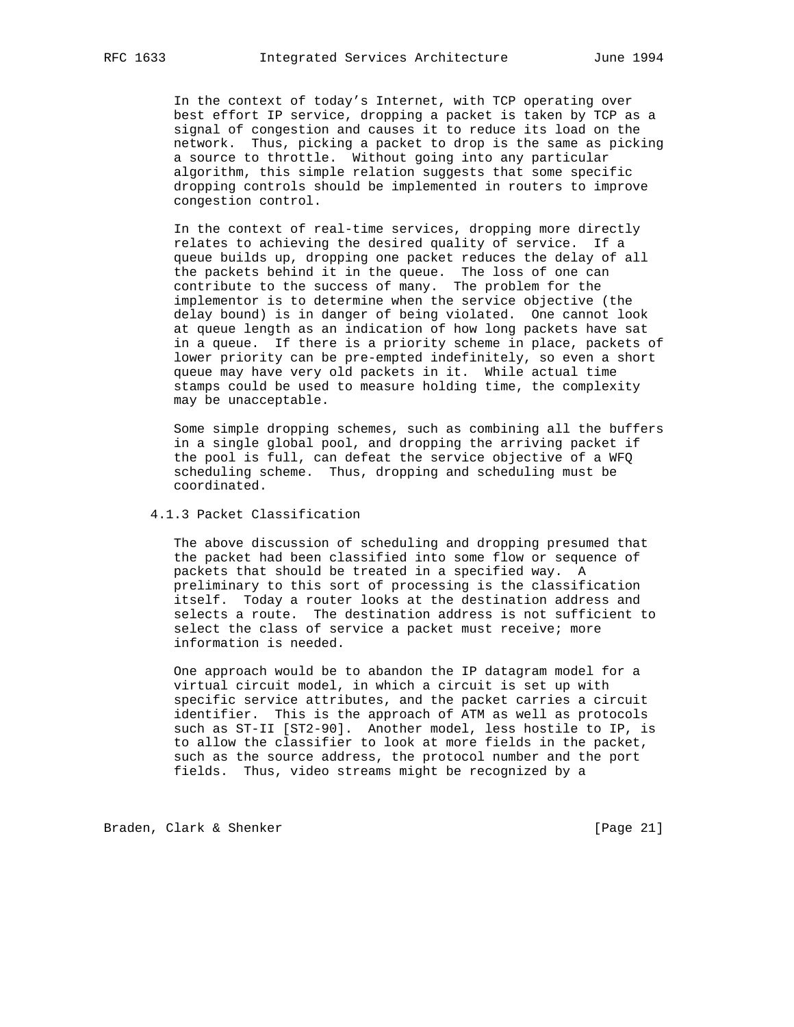In the context of today's Internet, with TCP operating over best effort IP service, dropping a packet is taken by TCP as a signal of congestion and causes it to reduce its load on the network. Thus, picking a packet to drop is the same as picking a source to throttle. Without going into any particular algorithm, this simple relation suggests that some specific dropping controls should be implemented in routers to improve congestion control.

In the context of real-time services, dropping more directly relates to achieving the desired quality of service. If a queue builds up, dropping one packet reduces the delay of all the packets behind it in the queue. The loss of one can contribute to the success of many. The problem for the implementor is to determine when the service objective (the delay bound) is in danger of being violated. One cannot look at queue length as an indication of how long packets have sat in a queue. If there is a priority scheme in place, packets of lower priority can be pre-empted indefinitely, so even a short queue may have very old packets in it. While actual time stamps could be used to measure holding time, the complexity may be unacceptable.

Some simple dropping schemes, such as combining all the buffers in a single global pool, and dropping the arriving packet if the pool is full, can defeat the service objective of a WFQ scheduling scheme. Thus, dropping and scheduling must be coordinated.

### 4.1.3 Packet Classification

The above discussion of scheduling and dropping presumed that the packet had been classified into some flow or sequence of packets that should be treated in a specified way. A preliminary to this sort of processing is the classification itself. Today a router looks at the destination address and selects a route. The destination address is not sufficient to select the class of service a packet must receive; more information is needed.

One approach would be to abandon the IP datagram model for a virtual circuit model, in which a circuit is set up with specific service attributes, and the packet carries a circuit identifier. This is the approach of ATM as well as protocols such as ST-II [ST2-90]. Another model, less hostile to IP, is to allow the classifier to look at more fields in the packet, such as the source address, the protocol number and the port fields. Thus, video streams might be recognized by a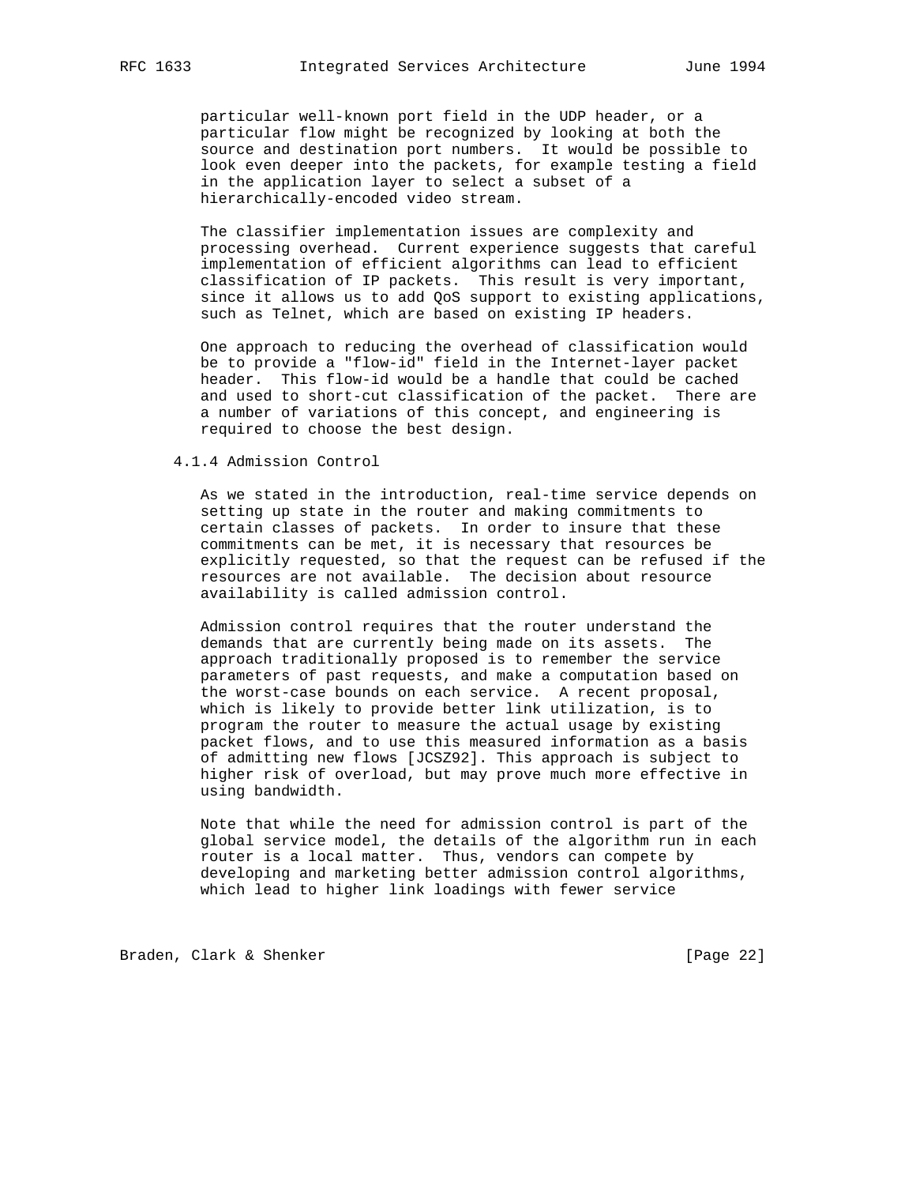particular well-known port field in the UDP header, or a particular flow might be recognized by looking at both the source and destination port numbers. It would be possible to look even deeper into the packets, for example testing a field in the application layer to select a subset of a hierarchically-encoded video stream.

The classifier implementation issues are complexity and processing overhead. Current experience suggests that careful implementation of efficient algorithms can lead to efficient classification of IP packets. This result is very important, since it allows us to add QoS support to existing applications, such as Telnet, which are based on existing IP headers.

One approach to reducing the overhead of classification would be to provide a "flow-id" field in the Internet-layer packet header. This flow-id would be a handle that could be cached and used to short-cut classification of the packet. There are a number of variations of this concept, and engineering is required to choose the best design.

### 4.1.4 Admission Control

As we stated in the introduction, real-time service depends on setting up state in the router and making commitments to certain classes of packets. In order to insure that these commitments can be met, it is necessary that resources be explicitly requested, so that the request can be refused if the resources are not available. The decision about resource availability is called admission control.

Admission control requires that the router understand the demands that are currently being made on its assets. The approach traditionally proposed is to remember the service parameters of past requests, and make a computation based on the worst-case bounds on each service. A recent proposal, which is likely to provide better link utilization, is to program the router to measure the actual usage by existing packet flows, and to use this measured information as a basis of admitting new flows [JCSZ92]. This approach is subject to higher risk of overload, but may prove much more effective in using bandwidth.

Note that while the need for admission control is part of the global service model, the details of the algorithm run in each router is a local matter. Thus, vendors can compete by developing and marketing better admission control algorithms, which lead to higher link loadings with fewer service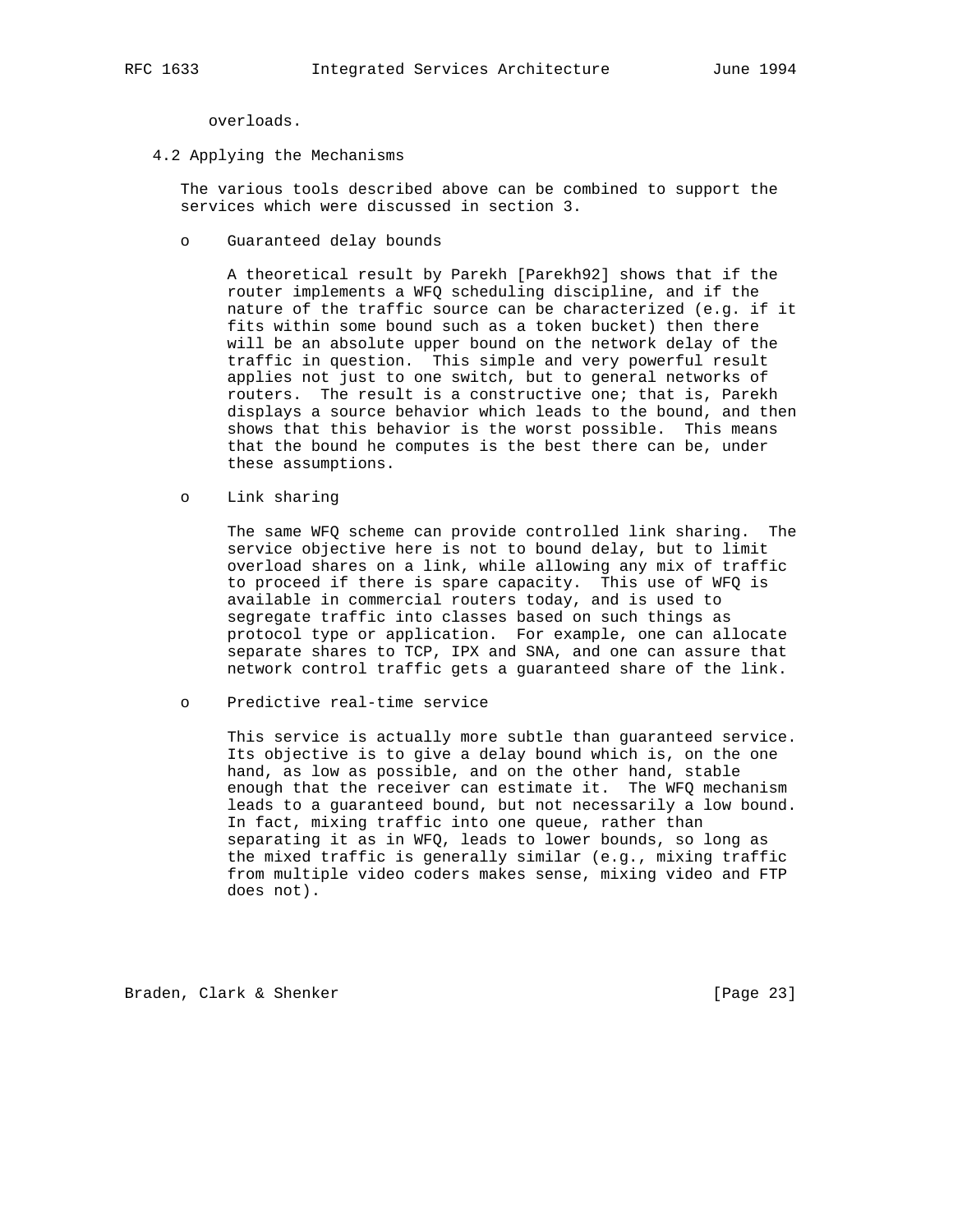overloads.

### 4.2 Applying the Mechanisms

The various tools described above can be combined to support the services which were discussed in section 3.

- Guaranteed delay bounds

  A theoretical result by Parekh [Parekh92] shows that if the router implements a WFQ scheduling discipline, and if the nature of the traffic source can be characterized (e.g. if it fits within some bound such as a token bucket) then there will be an absolute upper bound on the network delay of the traffic in question. This simple and very powerful result applies not just to one switch, but to general networks of routers. The result is a constructive one; that is, Parekh displays a source behavior which leads to the bound, and then shows that this behavior is the worst possible. This means that the bound he computes is the best there can be, under these assumptions.

- Link sharing

  The same WFQ scheme can provide controlled link sharing. The service objective here is not to bound delay, but to limit overload shares on a link, while allowing any mix of traffic to proceed if there is spare capacity. This use of WFQ is available in commercial routers today, and is used to segregate traffic into classes based on such things as protocol type or application. For example, one can allocate separate shares to TCP, IPX and SNA, and one can assure that network control traffic gets a guaranteed share of the link.

- Predictive real-time service

  This service is actually more subtle than guaranteed service. Its objective is to give a delay bound which is, on the one hand, as low as possible, and on the other hand, stable enough that the receiver can estimate it. The WFQ mechanism leads to a guaranteed bound, but not necessarily a low bound. In fact, mixing traffic into one queue, rather than separating it as in WFQ, leads to lower bounds, so long as the mixed traffic is generally similar (e.g., mixing traffic from multiple video coders makes sense, mixing video and FTP does not).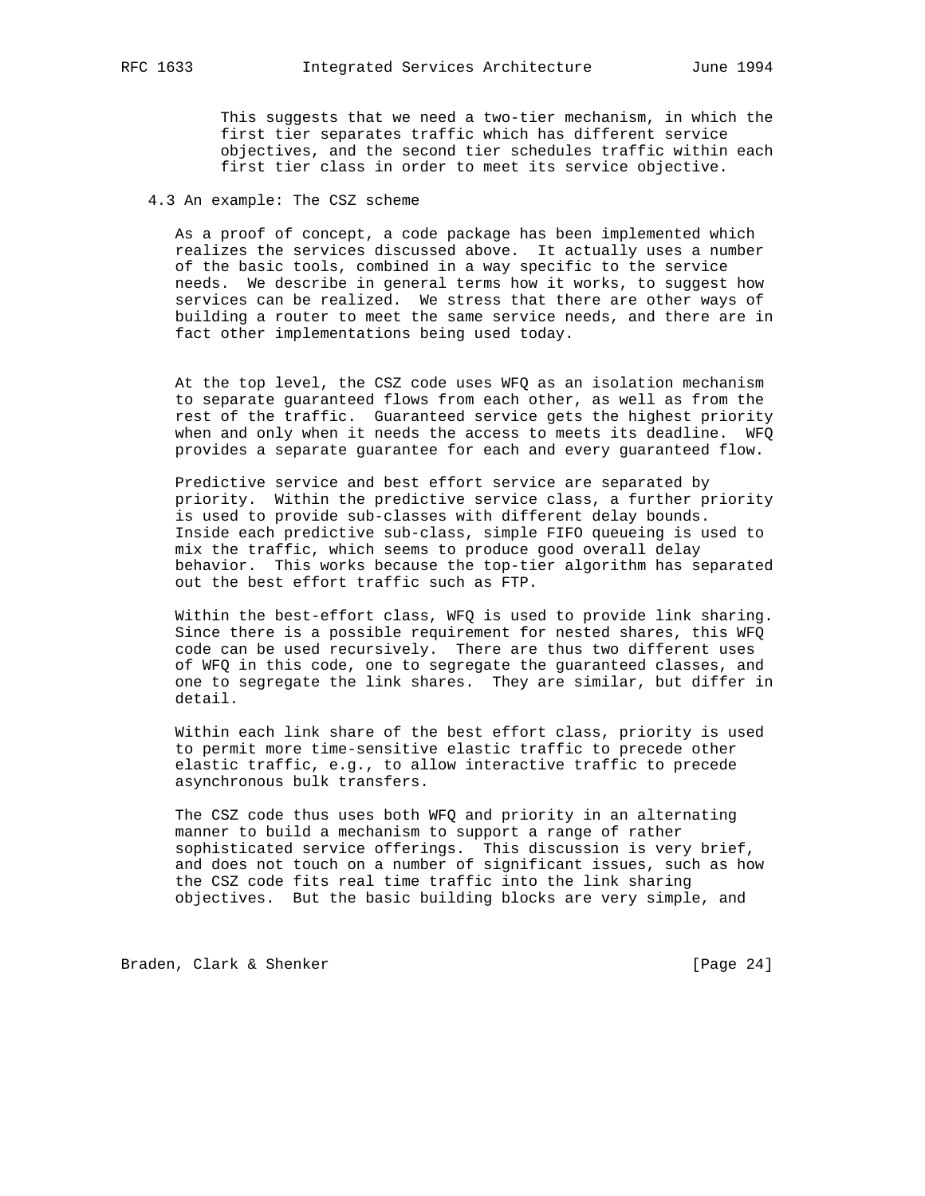This suggests that we need a two-tier mechanism, in which the first tier separates traffic which has different service objectives, and the second tier schedules traffic within each first tier class in order to meet its service objective.

### 4.3 An example: The CSZ scheme

As a proof of concept, a code package has been implemented which realizes the services discussed above. It actually uses a number of the basic tools, combined in a way specific to the service needs. We describe in general terms how it works, to suggest how services can be realized. We stress that there are other ways of building a router to meet the same service needs, and there are in fact other implementations being used today.

At the top level, the CSZ code uses WFQ as an isolation mechanism to separate guaranteed flows from each other, as well as from the rest of the traffic. Guaranteed service gets the highest priority when and only when it needs the access to meets its deadline. WFQ provides a separate guarantee for each and every guaranteed flow.

Predictive service and best effort service are separated by priority. Within the predictive service class, a further priority is used to provide sub-classes with different delay bounds. Inside each predictive sub-class, simple FIFO queueing is used to mix the traffic, which seems to produce good overall delay behavior. This works because the top-tier algorithm has separated out the best effort traffic such as FTP.

Within the best-effort class, WFQ is used to provide link sharing. Since there is a possible requirement for nested shares, this WFQ code can be used recursively. There are thus two different uses of WFQ in this code, one to segregate the guaranteed classes, and one to segregate the link shares. They are similar, but differ in detail.

Within each link share of the best effort class, priority is used to permit more time-sensitive elastic traffic to precede other elastic traffic, e.g., to allow interactive traffic to precede asynchronous bulk transfers.

The CSZ code thus uses both WFQ and priority in an alternating manner to build a mechanism to support a range of rather sophisticated service offerings. This discussion is very brief, and does not touch on a number of significant issues, such as how the CSZ code fits real time traffic into the link sharing objectives. But the basic building blocks are very simple, and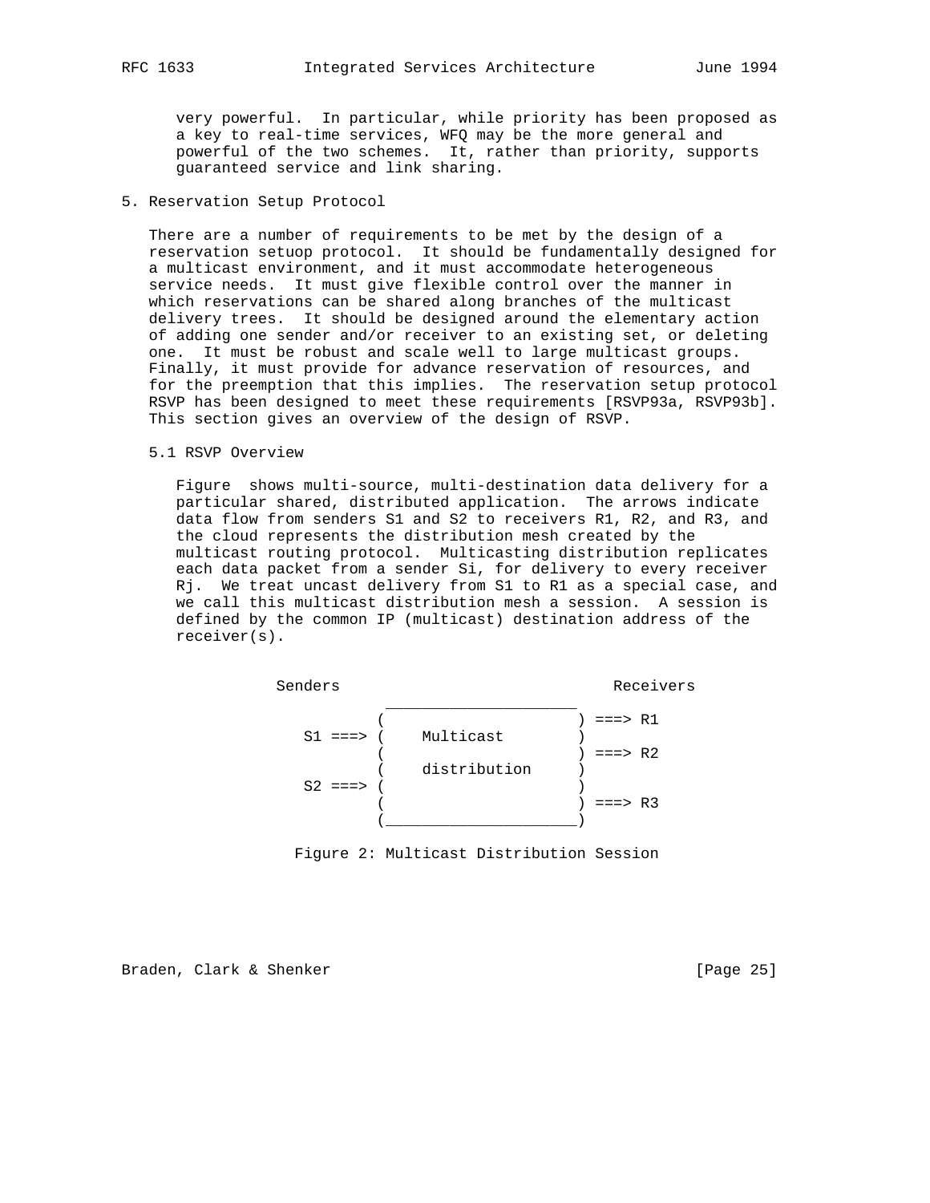very powerful. In particular, while priority has been proposed as a key to real-time services, WFQ may be the more general and powerful of the two schemes. It, rather than priority, supports guaranteed service and link sharing.

## 5. Reservation Setup Protocol

There are a number of requirements to be met by the design of a reservation setuop protocol. It should be fundamentally designed for a multicast environment, and it must accommodate heterogeneous service needs. It must give flexible control over the manner in which reservations can be shared along branches of the multicast delivery trees. It should be designed around the elementary action of adding one sender and/or receiver to an existing set, or deleting one. It must be robust and scale well to large multicast groups. Finally, it must provide for advance reservation of resources, and for the preemption that this implies. The reservation setup protocol RSVP has been designed to meet these requirements [RSVP93a, RSVP93b]. This section gives an overview of the design of RSVP.

### 5.1 RSVP Overview

Figure shows multi-source, multi-destination data delivery for a particular shared, distributed application. The arrows indicate data flow from senders S1 and S2 to receivers R1, R2, and R3, and the cloud represents the distribution mesh created by the multicast routing protocol. Multicasting distribution replicates each data packet from a sender Si, for delivery to every receiver Rj. We treat uncast delivery from S1 to R1 as a special case, and we call this multicast distribution mesh a session. A session is defined by the common IP (multicast) destination address of the receiver(s).

```
       Senders                              Receivers
                   _____________________
                  (                     ) ===> R1
          S1 ===> (     Multicast       )
                  (                     ) ===> R2
                  (     distribution    )
          S2 ===> (                     )
                  (                     ) ===> R3
                  (_____________________)
```

Figure 2: Multicast Distribution Session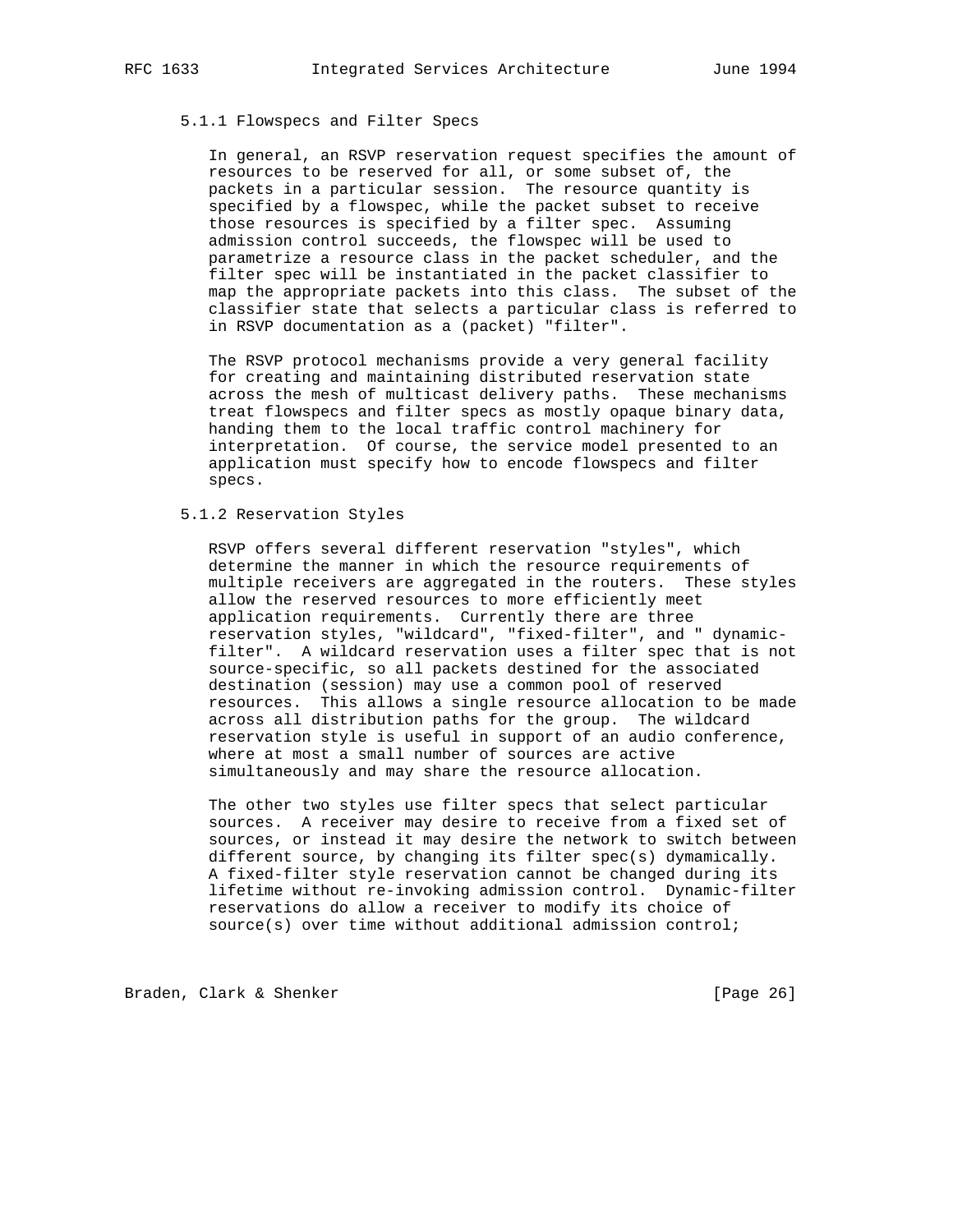### 5.1.1 Flowspecs and Filter Specs

In general, an RSVP reservation request specifies the amount of resources to be reserved for all, or some subset of, the packets in a particular session. The resource quantity is specified by a flowspec, while the packet subset to receive those resources is specified by a filter spec. Assuming admission control succeeds, the flowspec will be used to parametrize a resource class in the packet scheduler, and the filter spec will be instantiated in the packet classifier to map the appropriate packets into this class. The subset of the classifier state that selects a particular class is referred to in RSVP documentation as a (packet) "filter".

The RSVP protocol mechanisms provide a very general facility for creating and maintaining distributed reservation state across the mesh of multicast delivery paths. These mechanisms treat flowspecs and filter specs as mostly opaque binary data, handing them to the local traffic control machinery for interpretation. Of course, the service model presented to an application must specify how to encode flowspecs and filter specs.

### 5.1.2 Reservation Styles

RSVP offers several different reservation "styles", which determine the manner in which the resource requirements of multiple receivers are aggregated in the routers. These styles allow the reserved resources to more efficiently meet application requirements. Currently there are three reservation styles, "wildcard", "fixed-filter", and " dynamic-filter". A wildcard reservation uses a filter spec that is not source-specific, so all packets destined for the associated destination (session) may use a common pool of reserved resources. This allows a single resource allocation to be made across all distribution paths for the group. The wildcard reservation style is useful in support of an audio conference, where at most a small number of sources are active simultaneously and may share the resource allocation.

The other two styles use filter specs that select particular sources. A receiver may desire to receive from a fixed set of sources, or instead it may desire the network to switch between different source, by changing its filter spec(s) dymamically. A fixed-filter style reservation cannot be changed during its lifetime without re-invoking admission control. Dynamic-filter reservations do allow a receiver to modify its choice of source(s) over time without additional admission control;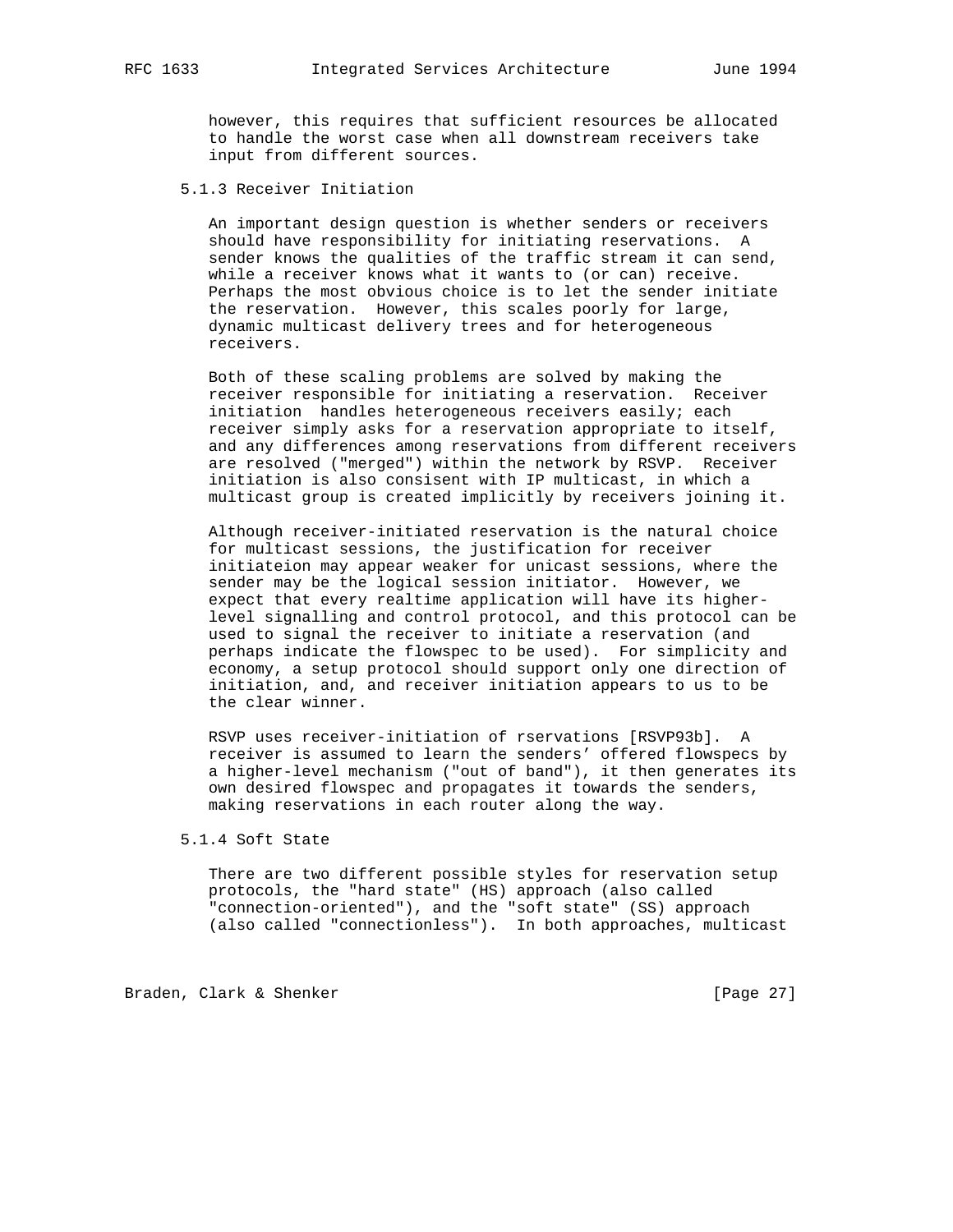however, this requires that sufficient resources be allocated to handle the worst case when all downstream receivers take input from different sources.

### 5.1.3 Receiver Initiation

An important design question is whether senders or receivers should have responsibility for initiating reservations. A sender knows the qualities of the traffic stream it can send, while a receiver knows what it wants to (or can) receive. Perhaps the most obvious choice is to let the sender initiate the reservation. However, this scales poorly for large, dynamic multicast delivery trees and for heterogeneous receivers.

Both of these scaling problems are solved by making the receiver responsible for initiating a reservation. Receiver initiation handles heterogeneous receivers easily; each receiver simply asks for a reservation appropriate to itself, and any differences among reservations from different receivers are resolved ("merged") within the network by RSVP. Receiver initiation is also consisent with IP multicast, in which a multicast group is created implicitly by receivers joining it.

Although receiver-initiated reservation is the natural choice for multicast sessions, the justification for receiver initiateion may appear weaker for unicast sessions, where the sender may be the logical session initiator. However, we expect that every realtime application will have its higher-level signalling and control protocol, and this protocol can be used to signal the receiver to initiate a reservation (and perhaps indicate the flowspec to be used). For simplicity and economy, a setup protocol should support only one direction of initiation, and, and receiver initiation appears to us to be the clear winner.

RSVP uses receiver-initiation of rservations [RSVP93b]. A receiver is assumed to learn the senders' offered flowspecs by a higher-level mechanism ("out of band"), it then generates its own desired flowspec and propagates it towards the senders, making reservations in each router along the way.

### 5.1.4 Soft State

There are two different possible styles for reservation setup protocols, the "hard state" (HS) approach (also called "connection-oriented"), and the "soft state" (SS) approach (also called "connectionless"). In both approaches, multicast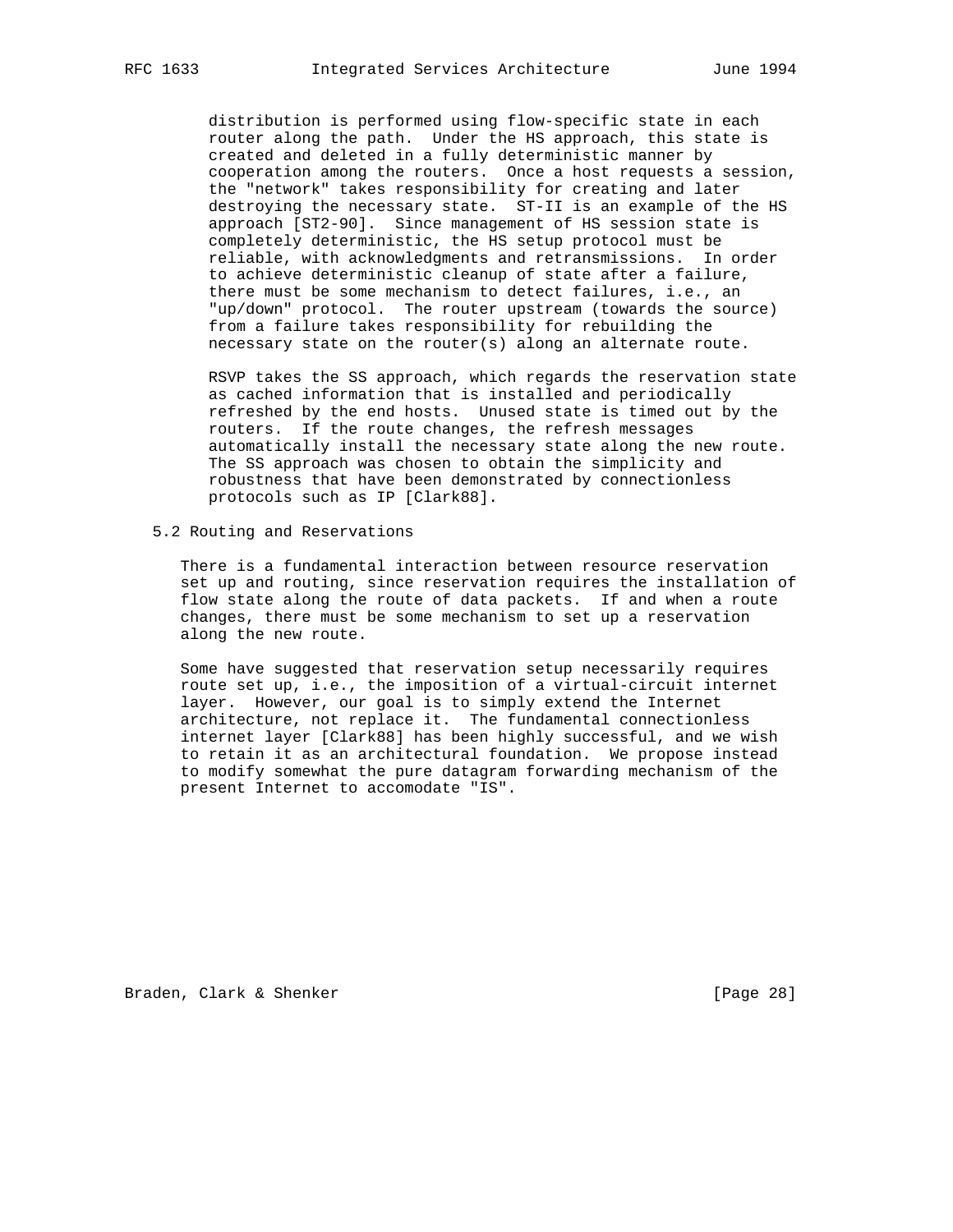distribution is performed using flow-specific state in each router along the path. Under the HS approach, this state is created and deleted in a fully deterministic manner by cooperation among the routers. Once a host requests a session, the "network" takes responsibility for creating and later destroying the necessary state. ST-II is an example of the HS approach [ST2-90]. Since management of HS session state is completely deterministic, the HS setup protocol must be reliable, with acknowledgments and retransmissions. In order to achieve deterministic cleanup of state after a failure, there must be some mechanism to detect failures, i.e., an "up/down" protocol. The router upstream (towards the source) from a failure takes responsibility for rebuilding the necessary state on the router(s) along an alternate route.

RSVP takes the SS approach, which regards the reservation state as cached information that is installed and periodically refreshed by the end hosts. Unused state is timed out by the routers. If the route changes, the refresh messages automatically install the necessary state along the new route. The SS approach was chosen to obtain the simplicity and robustness that have been demonstrated by connectionless protocols such as IP [Clark88].

## 5.2 Routing and Reservations

There is a fundamental interaction between resource reservation set up and routing, since reservation requires the installation of flow state along the route of data packets. If and when a route changes, there must be some mechanism to set up a reservation along the new route.

Some have suggested that reservation setup necessarily requires route set up, i.e., the imposition of a virtual-circuit internet layer. However, our goal is to simply extend the Internet architecture, not replace it. The fundamental connectionless internet layer [Clark88] has been highly successful, and we wish to retain it as an architectural foundation. We propose instead to modify somewhat the pure datagram forwarding mechanism of the present Internet to accomodate "IS".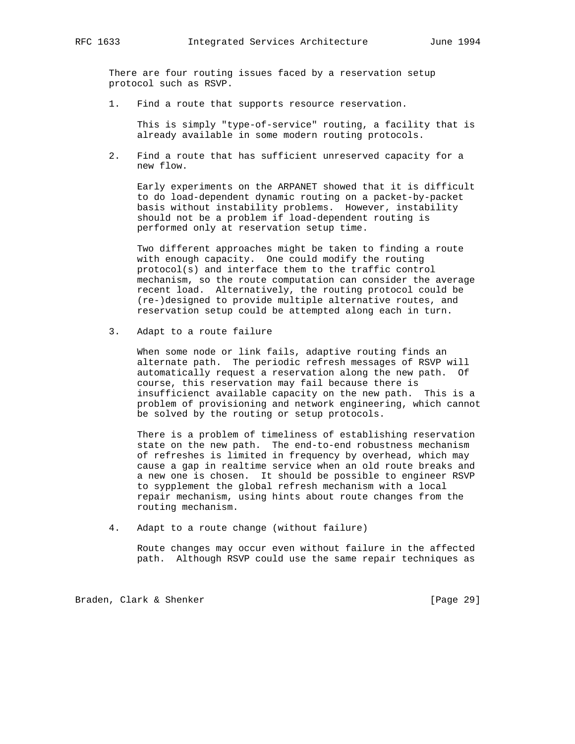There are four routing issues faced by a reservation setup protocol such as RSVP.

1. Find a route that supports resource reservation.

   This is simply "type-of-service" routing, a facility that is already available in some modern routing protocols.

2. Find a route that has sufficient unreserved capacity for a new flow.

   Early experiments on the ARPANET showed that it is difficult to do load-dependent dynamic routing on a packet-by-packet basis without instability problems. However, instability should not be a problem if load-dependent routing is performed only at reservation setup time.

   Two different approaches might be taken to finding a route with enough capacity. One could modify the routing protocol(s) and interface them to the traffic control mechanism, so the route computation can consider the average recent load. Alternatively, the routing protocol could be (re-)designed to provide multiple alternative routes, and reservation setup could be attempted along each in turn.

3. Adapt to a route failure

   When some node or link fails, adaptive routing finds an alternate path. The periodic refresh messages of RSVP will automatically request a reservation along the new path. Of course, this reservation may fail because there is insufficienct available capacity on the new path. This is a problem of provisioning and network engineering, which cannot be solved by the routing or setup protocols.

   There is a problem of timeliness of establishing reservation state on the new path. The end-to-end robustness mechanism of refreshes is limited in frequency by overhead, which may cause a gap in realtime service when an old route breaks and a new one is chosen. It should be possible to engineer RSVP to sypplement the global refresh mechanism with a local repair mechanism, using hints about route changes from the routing mechanism.

4. Adapt to a route change (without failure)

   Route changes may occur even without failure in the affected path. Although RSVP could use the same repair techniques as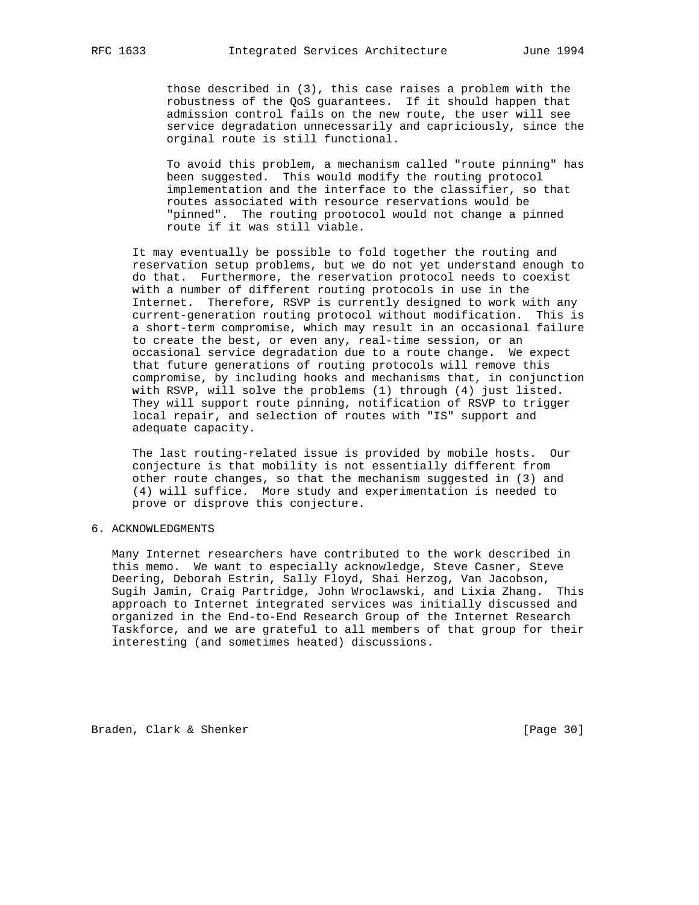those described in (3), this case raises a problem with the robustness of the QoS guarantees. If it should happen that admission control fails on the new route, the user will see service degradation unnecessarily and capriciously, since the orginal route is still functional.

To avoid this problem, a mechanism called "route pinning" has been suggested. This would modify the routing protocol implementation and the interface to the classifier, so that routes associated with resource reservations would be "pinned". The routing prootocol would not change a pinned route if it was still viable.

It may eventually be possible to fold together the routing and reservation setup problems, but we do not yet understand enough to do that. Furthermore, the reservation protocol needs to coexist with a number of different routing protocols in use in the Internet. Therefore, RSVP is currently designed to work with any current-generation routing protocol without modification. This is a short-term compromise, which may result in an occasional failure to create the best, or even any, real-time session, or an occasional service degradation due to a route change. We expect that future generations of routing protocols will remove this compromise, by including hooks and mechanisms that, in conjunction with RSVP, will solve the problems (1) through (4) just listed. They will support route pinning, notification of RSVP to trigger local repair, and selection of routes with "IS" support and adequate capacity.

The last routing-related issue is provided by mobile hosts. Our conjecture is that mobility is not essentially different from other route changes, so that the mechanism suggested in (3) and (4) will suffice. More study and experimentation is needed to prove or disprove this conjecture.

## 6. ACKNOWLEDGMENTS

Many Internet researchers have contributed to the work described in this memo. We want to especially acknowledge, Steve Casner, Steve Deering, Deborah Estrin, Sally Floyd, Shai Herzog, Van Jacobson, Sugih Jamin, Craig Partridge, John Wroclawski, and Lixia Zhang. This approach to Internet integrated services was initially discussed and organized in the End-to-End Research Group of the Internet Research Taskforce, and we are grateful to all members of that group for their interesting (and sometimes heated) discussions.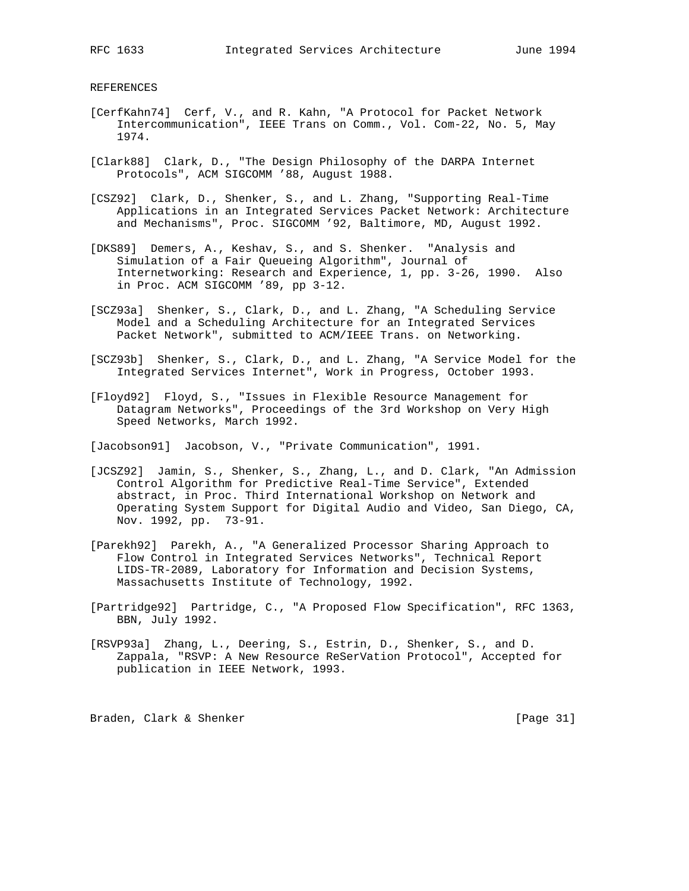REFERENCES

[CerfKahn74] Cerf, V., and R. Kahn, "A Protocol for Packet Network Intercommunication", IEEE Trans on Comm., Vol. Com-22, No. 5, May 1974.

[Clark88] Clark, D., "The Design Philosophy of the DARPA Internet Protocols", ACM SIGCOMM ’88, August 1988.

[CSZ92] Clark, D., Shenker, S., and L. Zhang, "Supporting Real-Time Applications in an Integrated Services Packet Network: Architecture and Mechanisms", Proc. SIGCOMM ’92, Baltimore, MD, August 1992.

[DKS89] Demers, A., Keshav, S., and S. Shenker. "Analysis and Simulation of a Fair Queueing Algorithm", Journal of Internetworking: Research and Experience, 1, pp. 3-26, 1990. Also in Proc. ACM SIGCOMM ’89, pp 3-12.

[SCZ93a] Shenker, S., Clark, D., and L. Zhang, "A Scheduling Service Model and a Scheduling Architecture for an Integrated Services Packet Network", submitted to ACM/IEEE Trans. on Networking.

[SCZ93b] Shenker, S., Clark, D., and L. Zhang, "A Service Model for the Integrated Services Internet", Work in Progress, October 1993.

[Floyd92] Floyd, S., "Issues in Flexible Resource Management for Datagram Networks", Proceedings of the 3rd Workshop on Very High Speed Networks, March 1992.

[Jacobson91] Jacobson, V., "Private Communication", 1991.

[JCSZ92] Jamin, S., Shenker, S., Zhang, L., and D. Clark, "An Admission Control Algorithm for Predictive Real-Time Service", Extended abstract, in Proc. Third International Workshop on Network and Operating System Support for Digital Audio and Video, San Diego, CA, Nov. 1992, pp. 73-91.

[Parekh92] Parekh, A., "A Generalized Processor Sharing Approach to Flow Control in Integrated Services Networks", Technical Report LIDS-TR-2089, Laboratory for Information and Decision Systems, Massachusetts Institute of Technology, 1992.

[Partridge92] Partridge, C., "A Proposed Flow Specification", RFC 1363, BBN, July 1992.

[RSVP93a] Zhang, L., Deering, S., Estrin, D., Shenker, S., and D. Zappala, "RSVP: A New Resource ReSerVation Protocol", Accepted for publication in IEEE Network, 1993.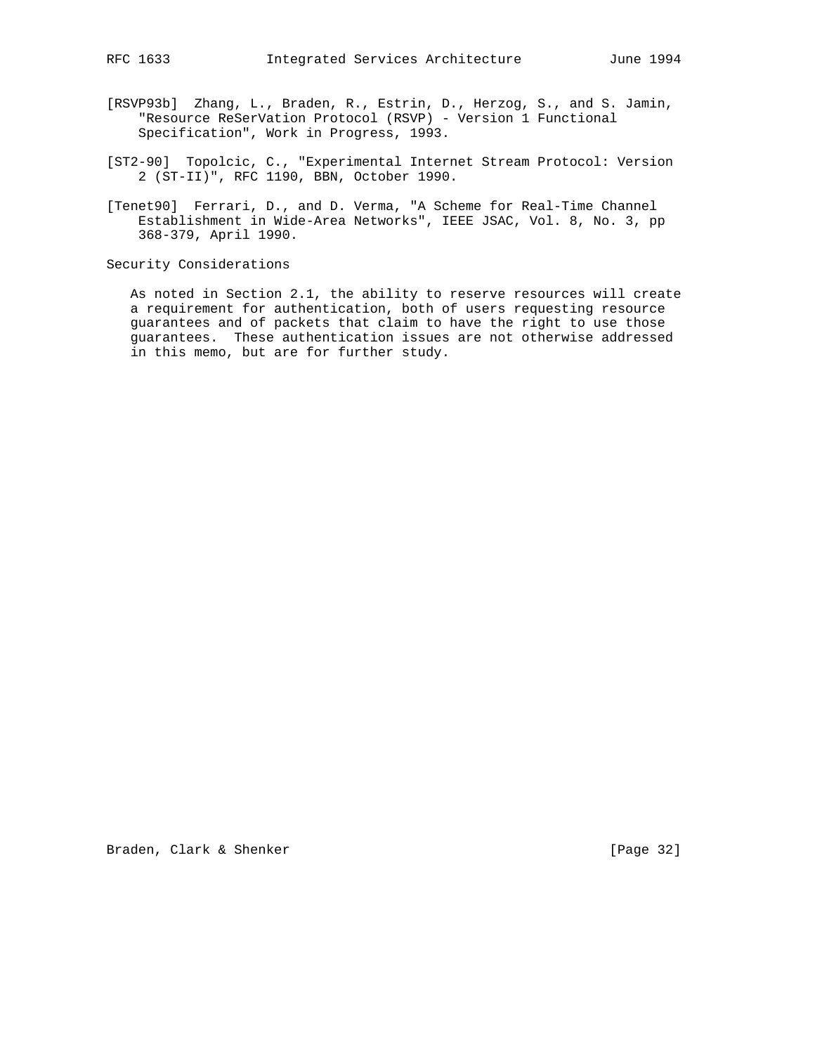[RSVP93b] Zhang, L., Braden, R., Estrin, D., Herzog, S., and S. Jamin, "Resource ReSerVation Protocol (RSVP) - Version 1 Functional Specification", Work in Progress, 1993.

[ST2-90] Topolcic, C., "Experimental Internet Stream Protocol: Version 2 (ST-II)", RFC 1190, BBN, October 1990.

[Tenet90] Ferrari, D., and D. Verma, "A Scheme for Real-Time Channel Establishment in Wide-Area Networks", IEEE JSAC, Vol. 8, No. 3, pp 368-379, April 1990.

## Security Considerations

As noted in Section 2.1, the ability to reserve resources will create a requirement for authentication, both of users requesting resource guarantees and of packets that claim to have the right to use those guarantees. These authentication issues are not otherwise addressed in this memo, but are for further study.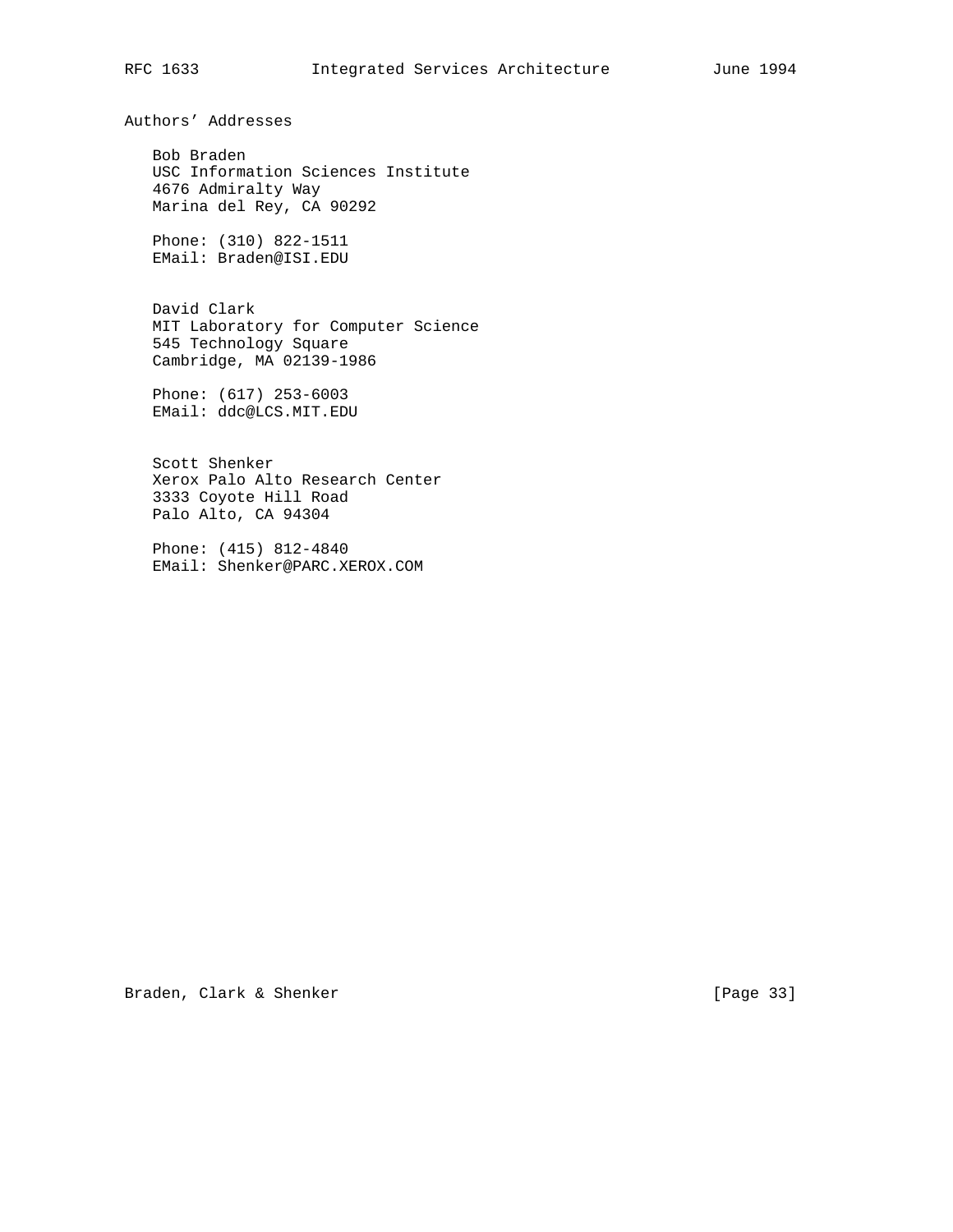## Authors' Addresses

Bob Braden
USC Information Sciences Institute
4676 Admiralty Way
Marina del Rey, CA 90292

Phone: (310) 822-1511
EMail: Braden@ISI.EDU

David Clark
MIT Laboratory for Computer Science
545 Technology Square
Cambridge, MA 02139-1986

Phone: (617) 253-6003
EMail: ddc@LCS.MIT.EDU

Scott Shenker
Xerox Palo Alto Research Center
3333 Coyote Hill Road
Palo Alto, CA 94304

Phone: (415) 812-4840
EMail: Shenker@PARC.XEROX.COM